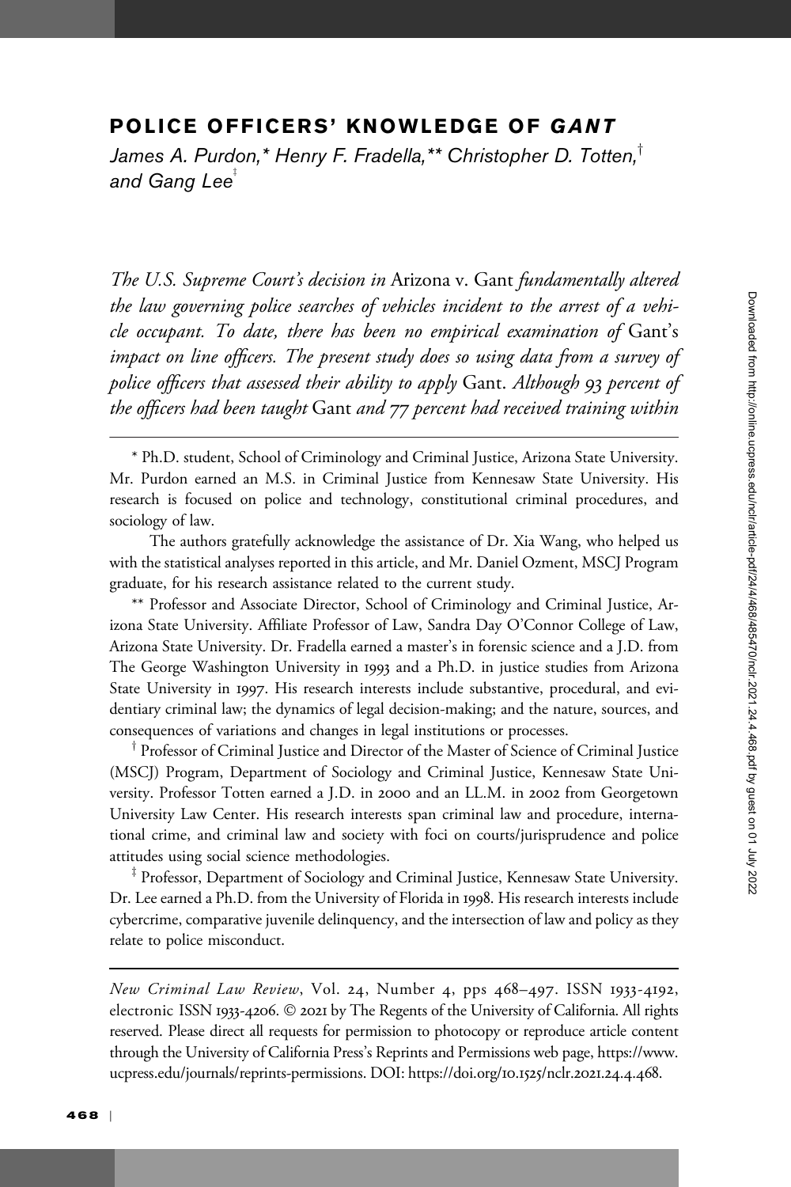# POLICE OFFICERS' KNOWLEDGE OF *GANT*

*James A. Purdon,\* Henry F. Fradella,\*\* Christopher D. Totten,† and Gang Lee‡*

*The U.S. Supreme Court's decision in* Arizona v. Gant *fundamentally altered the law governing police searches of vehicles incident to the arrest of a vehicle occupant. To date, there has been no empirical examination of* Gant*'s impact on line officers. The present study does so using data from a survey of police officers that assessed their ability to apply* Gant*. Although 93 percent of the officers had been taught* Gant *and 77 percent had received training within*

---

\* Ph.D. student, School of Criminology and Criminal Justice, Arizona State University. Mr. Purdon earned an M.S. in Criminal Justice from Kennesaw State University. His research is focused on police and technology, constitutional criminal procedures, and sociology of law.

The authors gratefully acknowledge the assistance of Dr. Xia Wang, who helped us with the statistical analyses reported in this article, and Mr. Daniel Ozment, MSCJ Program graduate, for his research assistance related to the current study.

\*\* Professor and Associate Director, School of Criminology and Criminal Justice, Arizona State University. Affiliate Professor of Law, Sandra Day O'Connor College of Law, Arizona State University. Dr. Fradella earned a master's in forensic science and a J.D. from The George Washington University in 1993 and a Ph.D. in justice studies from Arizona State University in 1997. His research interests include substantive, procedural, and evidentiary criminal law; the dynamics of legal decision-making; and the nature, sources, and consequences of variations and changes in legal institutions or processes.

† Professor of Criminal Justice and Director of the Master of Science of Criminal Justice (MSCJ) Program, Department of Sociology and Criminal Justice, Kennesaw State University. Professor Totten earned a J.D. in 2000 and an LL.M. in 2002 from Georgetown University Law Center. His research interests span criminal law and procedure, international crime, and criminal law and society with foci on courts/jurisprudence and police attitudes using social science methodologies.

‡ Professor, Department of Sociology and Criminal Justice, Kennesaw State University. Dr. Lee earned a Ph.D. from the University of Florida in 1998. His research interests include cybercrime, comparative juvenile delinquency, and the intersection of law and policy as they relate to police misconduct.

---

*New Criminal Law Review*, Vol. 24, Number 4, pps 468–497. ISSN 1933-4192, electronic ISSN 1933-4206. © 2021 by The Regents of the University of California. All rights reserved. Please direct all requests for permission to photocopy or reproduce article content through the University of California Press's Reprints and Permissions web page, https://www.ucpress.edu/journals/reprints-permissions. DOI: https://doi.org/10.1525/nclr.2021.24.4.468.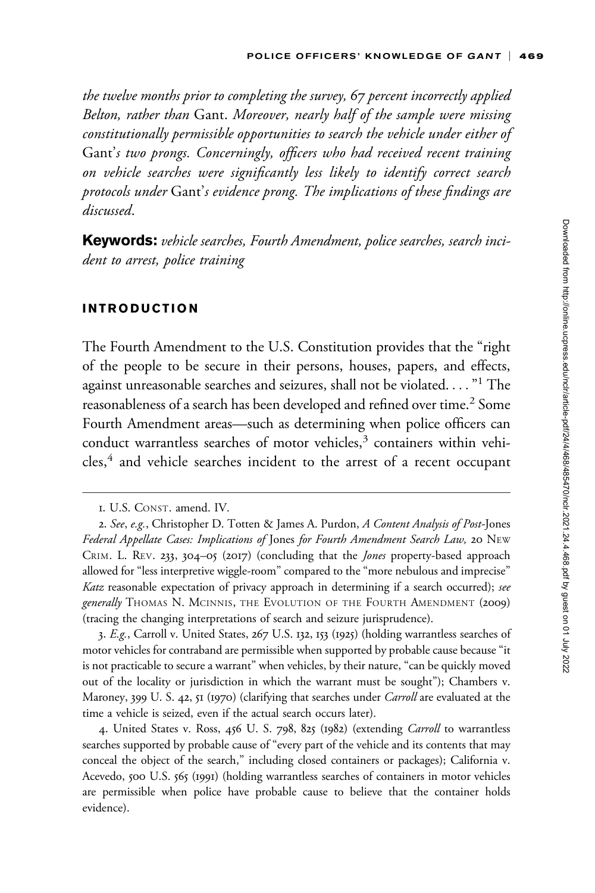*the twelve months prior to completing the survey, 67 percent incorrectly applied Belton, rather than* Gant. *Moreover, nearly half of the sample were missing constitutionally permissible opportunities to search the vehicle under either of* Gant*'s two prongs. Concerningly, officers who had received recent training on vehicle searches were significantly less likely to identify correct search protocols under* Gant*'s evidence prong. The implications of these findings are discussed.*

**Keywords:** *vehicle searches, Fourth Amendment, police searches, search incident to arrest, police training*

## INTRODUCTION

The Fourth Amendment to the U.S. Constitution provides that the "right of the people to be secure in their persons, houses, papers, and effects, against unreasonable searches and seizures, shall not be violated. . . . "[1] The reasonableness of a search has been developed and refined over time.[2] Some Fourth Amendment areas—such as determining when police officers can conduct warrantless searches of motor vehicles,[3] containers within vehicles,[4] and vehicle searches incident to the arrest of a recent occupant

---

1. U.S. CONST. amend. IV.

2. *See*, *e.g.*, Christopher D. Totten & James A. Purdon, *A Content Analysis of Post-*Jones *Federal Appellate Cases: Implications of* Jones *for Fourth Amendment Search Law,* 20 NEW CRIM. L. REV. 233, 304–05 (2017) (concluding that the *Jones* property-based approach allowed for "less interpretive wiggle-room" compared to the "more nebulous and imprecise" *Katz* reasonable expectation of privacy approach in determining if a search occurred); *see generally* THOMAS N. MCINNIS, THE EVOLUTION OF THE FOURTH AMENDMENT (2009) (tracing the changing interpretations of search and seizure jurisprudence).

3. *E.g.*, Carroll v. United States, 267 U.S. 132, 153 (1925) (holding warrantless searches of motor vehicles for contraband are permissible when supported by probable cause because "it is not practicable to secure a warrant" when vehicles, by their nature, "can be quickly moved out of the locality or jurisdiction in which the warrant must be sought"); Chambers v. Maroney, 399 U. S. 42, 51 (1970) (clarifying that searches under *Carroll* are evaluated at the time a vehicle is seized, even if the actual search occurs later).

4. United States v. Ross, 456 U. S. 798, 825 (1982) (extending *Carroll* to warrantless searches supported by probable cause of "every part of the vehicle and its contents that may conceal the object of the search," including closed containers or packages); California v. Acevedo, 500 U.S. 565 (1991) (holding warrantless searches of containers in motor vehicles are permissible when police have probable cause to believe that the container holds evidence).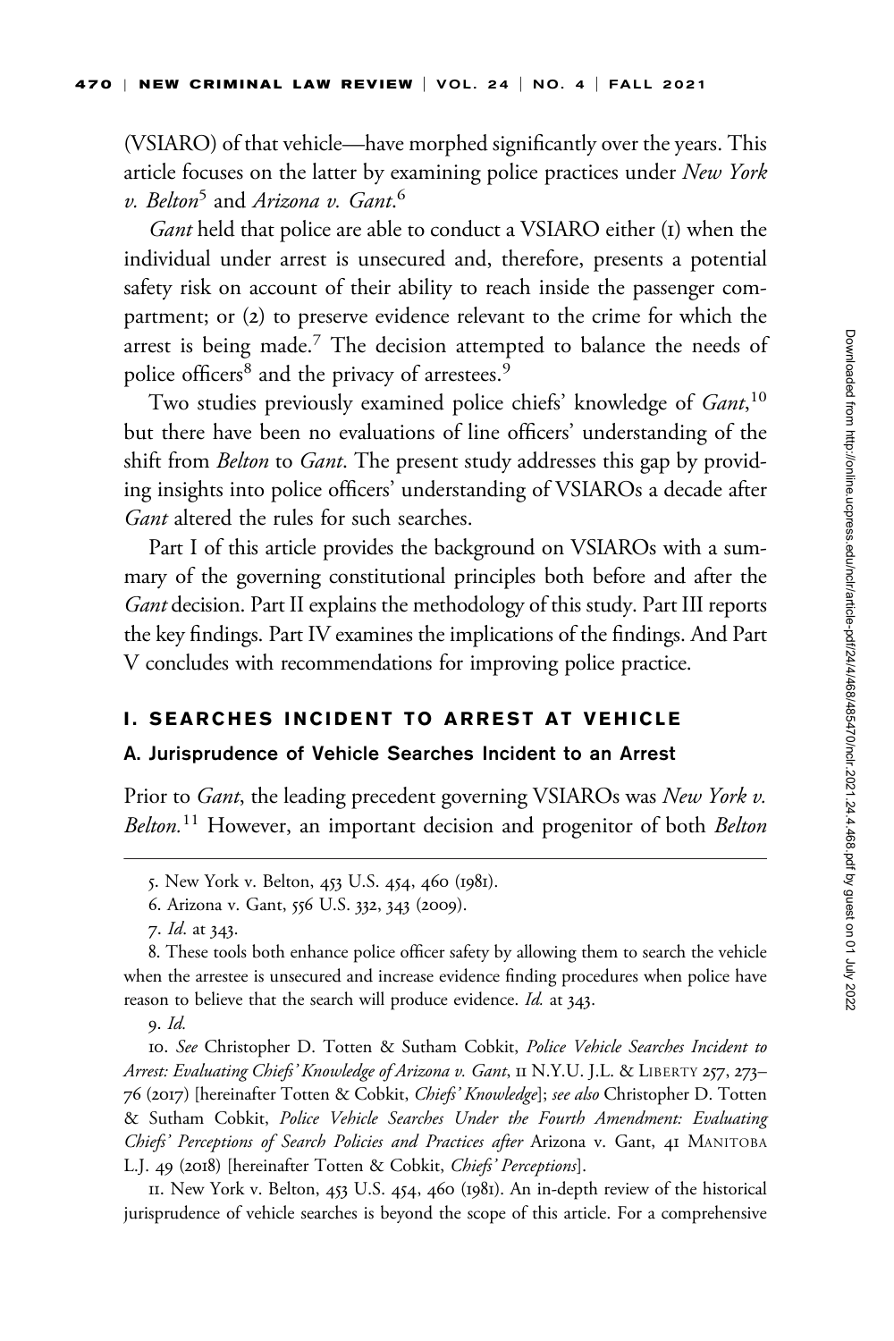(VSIARO) of that vehicle—have morphed significantly over the years. This article focuses on the latter by examining police practices under *New York v. Belton*[5] and *Arizona v. Gant*.[6]

*Gant* held that police are able to conduct a VSIARO either (1) when the individual under arrest is unsecured and, therefore, presents a potential safety risk on account of their ability to reach inside the passenger compartment; or (2) to preserve evidence relevant to the crime for which the arrest is being made.[7] The decision attempted to balance the needs of police officers[8] and the privacy of arrestees.[9]

Two studies previously examined police chiefs' knowledge of *Gant*,[10] but there have been no evaluations of line officers' understanding of the shift from *Belton* to *Gant*. The present study addresses this gap by providing insights into police officers' understanding of VSIAROs a decade after *Gant* altered the rules for such searches.

Part I of this article provides the background on VSIAROs with a summary of the governing constitutional principles both before and after the *Gant* decision. Part II explains the methodology of this study. Part III reports the key findings. Part IV examines the implications of the findings. And Part V concludes with recommendations for improving police practice.

## I. SEARCHES INCIDENT TO ARREST AT VEHICLE

### A. Jurisprudence of Vehicle Searches Incident to an Arrest

Prior to *Gant*, the leading precedent governing VSIAROs was *New York v. Belton*.[11] However, an important decision and progenitor of both *Belton*

---

5. New York v. Belton, 453 U.S. 454, 460 (1981).

6. Arizona v. Gant, 556 U.S. 332, 343 (2009).

7. *Id.* at 343.

8. These tools both enhance police officer safety by allowing them to search the vehicle when the arrestee is unsecured and increase evidence finding procedures when police have reason to believe that the search will produce evidence. *Id.* at 343.

9. *Id.*

10. *See* Christopher D. Totten & Sutham Cobkit, *Police Vehicle Searches Incident to Arrest: Evaluating Chiefs' Knowledge of Arizona v. Gant*, 11 N.Y.U. J.L. & LIBERTY 257, 273–76 (2017) [hereinafter Totten & Cobkit, *Chiefs' Knowledge*]; *see also* Christopher D. Totten & Sutham Cobkit, *Police Vehicle Searches Under the Fourth Amendment: Evaluating Chiefs' Perceptions of Search Policies and Practices after* Arizona v. Gant, 41 MANITOBA L.J. 49 (2018) [hereinafter Totten & Cobkit, *Chiefs' Perceptions*].

11. New York v. Belton, 453 U.S. 454, 460 (1981). An in-depth review of the historical jurisprudence of vehicle searches is beyond the scope of this article. For a comprehensive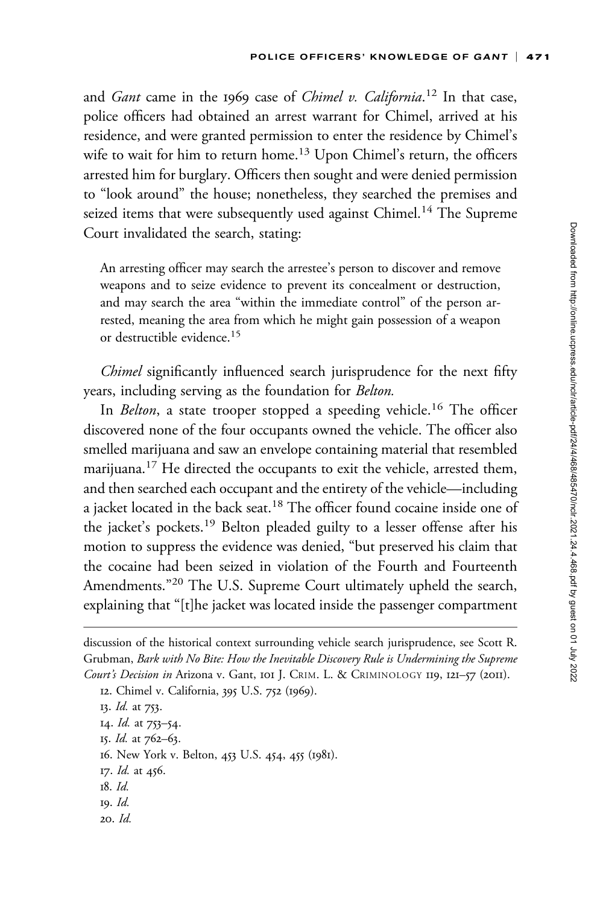and *Gant* came in the 1969 case of *Chimel v. California*.[12] In that case, police officers had obtained an arrest warrant for Chimel, arrived at his residence, and were granted permission to enter the residence by Chimel's wife to wait for him to return home.[13] Upon Chimel's return, the officers arrested him for burglary. Officers then sought and were denied permission to "look around" the house; nonetheless, they searched the premises and seized items that were subsequently used against Chimel.[14] The Supreme Court invalidated the search, stating:

> An arresting officer may search the arrestee's person to discover and remove weapons and to seize evidence to prevent its concealment or destruction, and may search the area "within the immediate control" of the person arrested, meaning the area from which he might gain possession of a weapon or destructible evidence.[15]

*Chimel* significantly influenced search jurisprudence for the next fifty years, including serving as the foundation for *Belton.*

In *Belton*, a state trooper stopped a speeding vehicle.[16] The officer discovered none of the four occupants owned the vehicle. The officer also smelled marijuana and saw an envelope containing material that resembled marijuana.[17] He directed the occupants to exit the vehicle, arrested them, and then searched each occupant and the entirety of the vehicle—including a jacket located in the back seat.[18] The officer found cocaine inside one of the jacket's pockets.[19] Belton pleaded guilty to a lesser offense after his motion to suppress the evidence was denied, "but preserved his claim that the cocaine had been seized in violation of the Fourth and Fourteenth Amendments."[20] The U.S. Supreme Court ultimately upheld the search, explaining that "[t]he jacket was located inside the passenger compartment

---

discussion of the historical context surrounding vehicle search jurisprudence, see Scott R. Grubman, *Bark with No Bite: How the Inevitable Discovery Rule is Undermining the Supreme Court's Decision in* Arizona v. Gant, 101 J. CRIM. L. & CRIMINOLOGY 119, 121–57 (2011).

12. Chimel v. California, 395 U.S. 752 (1969).

13. *Id.* at 753.

14. *Id.* at 753–54.

15. *Id.* at 762–63.

16. New York v. Belton, 453 U.S. 454, 455 (1981).

17. *Id.* at 456.

18. *Id.*

19. *Id.*

20. *Id.*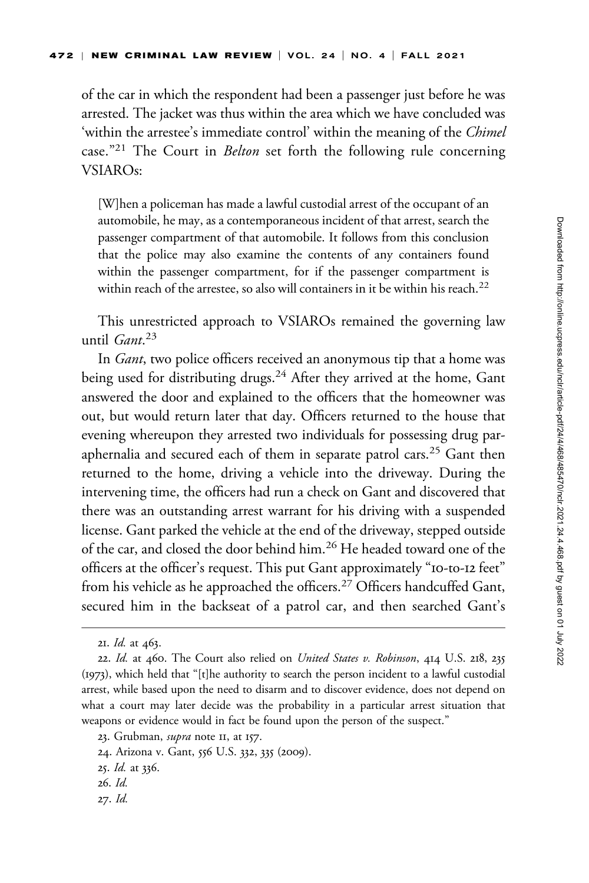of the car in which the respondent had been a passenger just before he was arrested. The jacket was thus within the area which we have concluded was 'within the arrestee's immediate control' within the meaning of the *Chimel* case."[21] The Court in *Belton* set forth the following rule concerning VSIAROs:

> [W]hen a policeman has made a lawful custodial arrest of the occupant of an automobile, he may, as a contemporaneous incident of that arrest, search the passenger compartment of that automobile. It follows from this conclusion that the police may also examine the contents of any containers found within the passenger compartment, for if the passenger compartment is within reach of the arrestee, so also will containers in it be within his reach.[22]

This unrestricted approach to VSIAROs remained the governing law until *Gant*.[23]

In *Gant*, two police officers received an anonymous tip that a home was being used for distributing drugs.[24] After they arrived at the home, Gant answered the door and explained to the officers that the homeowner was out, but would return later that day. Officers returned to the house that evening whereupon they arrested two individuals for possessing drug paraphernalia and secured each of them in separate patrol cars.[25] Gant then returned to the home, driving a vehicle into the driveway. During the intervening time, the officers had run a check on Gant and discovered that there was an outstanding arrest warrant for his driving with a suspended license. Gant parked the vehicle at the end of the driveway, stepped outside of the car, and closed the door behind him.[26] He headed toward one of the officers at the officer's request. This put Gant approximately "10-to-12 feet" from his vehicle as he approached the officers.[27] Officers handcuffed Gant, secured him in the backseat of a patrol car, and then searched Gant's

---

21. *Id.* at 463.

22. *Id.* at 460. The Court also relied on *United States v. Robinson*, 414 U.S. 218, 235 (1973), which held that "[t]he authority to search the person incident to a lawful custodial arrest, while based upon the need to disarm and to discover evidence, does not depend on what a court may later decide was the probability in a particular arrest situation that weapons or evidence would in fact be found upon the person of the suspect."

23. Grubman, *supra* note 11, at 157.

24. Arizona v. Gant, 556 U.S. 332, 335 (2009).

25. *Id.* at 336.

26. *Id.*

27. *Id.*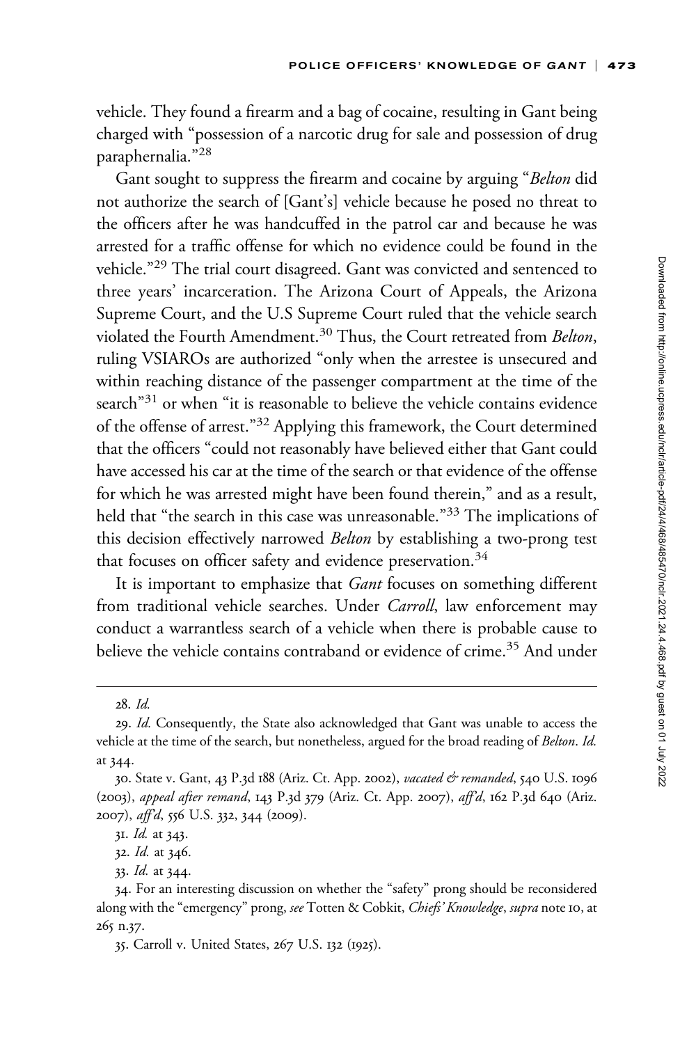vehicle. They found a firearm and a bag of cocaine, resulting in Gant being charged with "possession of a narcotic drug for sale and possession of drug paraphernalia."[28]

Gant sought to suppress the firearm and cocaine by arguing "*Belton* did not authorize the search of [Gant's] vehicle because he posed no threat to the officers after he was handcuffed in the patrol car and because he was arrested for a traffic offense for which no evidence could be found in the vehicle."[29] The trial court disagreed. Gant was convicted and sentenced to three years' incarceration. The Arizona Court of Appeals, the Arizona Supreme Court, and the U.S Supreme Court ruled that the vehicle search violated the Fourth Amendment.[30] Thus, the Court retreated from *Belton*, ruling VSIAROs are authorized "only when the arrestee is unsecured and within reaching distance of the passenger compartment at the time of the search"[31] or when "it is reasonable to believe the vehicle contains evidence of the offense of arrest."[32] Applying this framework, the Court determined that the officers "could not reasonably have believed either that Gant could have accessed his car at the time of the search or that evidence of the offense for which he was arrested might have been found therein," and as a result, held that "the search in this case was unreasonable."[33] The implications of this decision effectively narrowed *Belton* by establishing a two-prong test that focuses on officer safety and evidence preservation.[34]

It is important to emphasize that *Gant* focuses on something different from traditional vehicle searches. Under *Carroll*, law enforcement may conduct a warrantless search of a vehicle when there is probable cause to believe the vehicle contains contraband or evidence of crime.[35] And under

---

28. *Id.*

29. *Id.* Consequently, the State also acknowledged that Gant was unable to access the vehicle at the time of the search, but nonetheless, argued for the broad reading of *Belton*. *Id.* at 344.

30. State v. Gant, 43 P.3d 188 (Ariz. Ct. App. 2002), *vacated & remanded*, 540 U.S. 1096 (2003), *appeal after remand*, 143 P.3d 379 (Ariz. Ct. App. 2007), *aff'd*, 162 P.3d 640 (Ariz. 2007), *aff'd*, 556 U.S. 332, 344 (2009).

31. *Id.* at 343.

32. *Id.* at 346.

33. *Id.* at 344.

34. For an interesting discussion on whether the "safety" prong should be reconsidered along with the "emergency" prong, *see* Totten & Cobkit, *Chiefs' Knowledge*, *supra* note 10, at 265 n.37.

35. Carroll v. United States, 267 U.S. 132 (1925).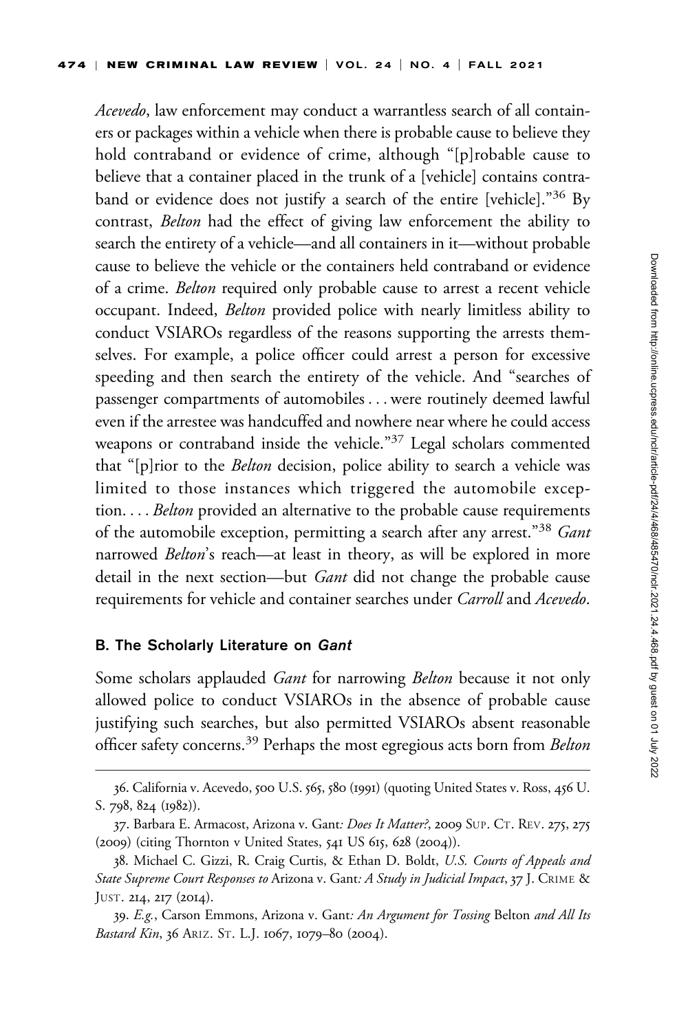*Acevedo*, law enforcement may conduct a warrantless search of all containers or packages within a vehicle when there is probable cause to believe they hold contraband or evidence of crime, although "[p]robable cause to believe that a container placed in the trunk of a [vehicle] contains contraband or evidence does not justify a search of the entire [vehicle]."[36] By contrast, *Belton* had the effect of giving law enforcement the ability to search the entirety of a vehicle—and all containers in it—without probable cause to believe the vehicle or the containers held contraband or evidence of a crime. *Belton* required only probable cause to arrest a recent vehicle occupant. Indeed, *Belton* provided police with nearly limitless ability to conduct VSIAROs regardless of the reasons supporting the arrests themselves. For example, a police officer could arrest a person for excessive speeding and then search the entirety of the vehicle. And "searches of passenger compartments of automobiles . . . were routinely deemed lawful even if the arrestee was handcuffed and nowhere near where he could access weapons or contraband inside the vehicle."[37] Legal scholars commented that "[p]rior to the *Belton* decision, police ability to search a vehicle was limited to those instances which triggered the automobile exception. . . . *Belton* provided an alternative to the probable cause requirements of the automobile exception, permitting a search after any arrest."[38] *Gant* narrowed *Belton*'s reach—at least in theory, as will be explored in more detail in the next section—but *Gant* did not change the probable cause requirements for vehicle and container searches under *Carroll* and *Acevedo*.

### B. The Scholarly Literature on *Gant*

Some scholars applauded *Gant* for narrowing *Belton* because it not only allowed police to conduct VSIAROs in the absence of probable cause justifying such searches, but also permitted VSIAROs absent reasonable officer safety concerns.[39] Perhaps the most egregious acts born from *Belton*

---

36. California v. Acevedo, 500 U.S. 565, 580 (1991) (quoting United States v. Ross, 456 U. S. 798, 824 (1982)).

37. Barbara E. Armacost, Arizona v. Gant*: Does It Matter?*, 2009 Sup. Ct. Rev. 275, 275 (2009) (citing Thornton v United States, 541 US 615, 628 (2004)).

38. Michael C. Gizzi, R. Craig Curtis, & Ethan D. Boldt, *U.S. Courts of Appeals and State Supreme Court Responses to* Arizona v. Gant*: A Study in Judicial Impact*, 37 J. Crime & Just. 214, 217 (2014).

39. *E.g.*, Carson Emmons, Arizona v. Gant*: An Argument for Tossing* Belton *and All Its Bastard Kin*, 36 Ariz. St. L.J. 1067, 1079–80 (2004).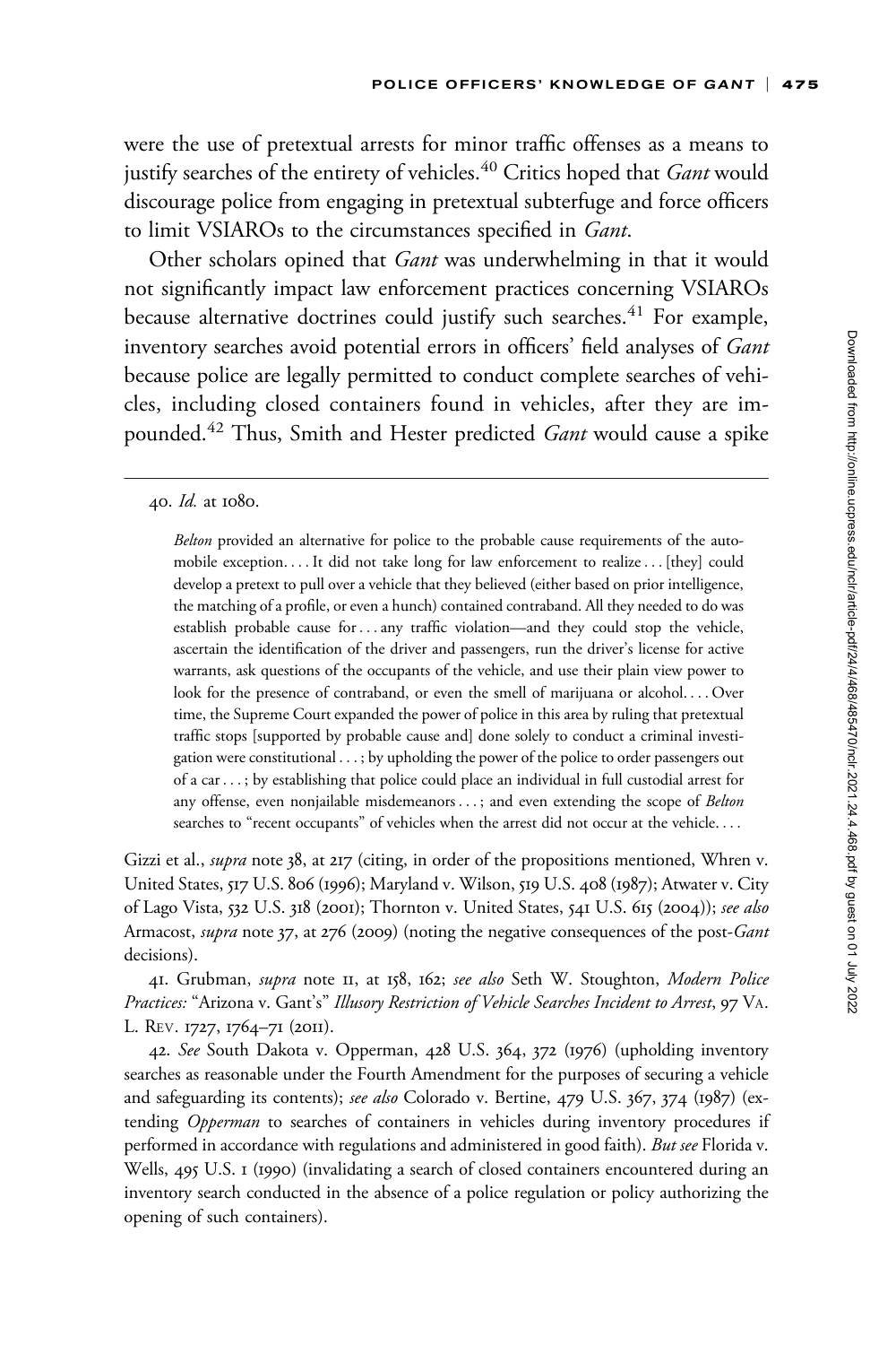were the use of pretextual arrests for minor traffic offenses as a means to justify searches of the entirety of vehicles.[40] Critics hoped that *Gant* would discourage police from engaging in pretextual subterfuge and force officers to limit VSIAROs to the circumstances specified in *Gant*.

Other scholars opined that *Gant* was underwhelming in that it would not significantly impact law enforcement practices concerning VSIAROs because alternative doctrines could justify such searches.[41] For example, inventory searches avoid potential errors in officers' field analyses of *Gant* because police are legally permitted to conduct complete searches of vehicles, including closed containers found in vehicles, after they are impounded.[42] Thus, Smith and Hester predicted *Gant* would cause a spike

---

40. *Id.* at 1080.

> *Belton* provided an alternative for police to the probable cause requirements of the automobile exception. . . . It did not take long for law enforcement to realize . . . [they] could develop a pretext to pull over a vehicle that they believed (either based on prior intelligence, the matching of a profile, or even a hunch) contained contraband. All they needed to do was establish probable cause for . . . any traffic violation—and they could stop the vehicle, ascertain the identification of the driver and passengers, run the driver's license for active warrants, ask questions of the occupants of the vehicle, and use their plain view power to look for the presence of contraband, or even the smell of marijuana or alcohol. . . . Over time, the Supreme Court expanded the power of police in this area by ruling that pretextual traffic stops [supported by probable cause and] done solely to conduct a criminal investigation were constitutional . . . ; by upholding the power of the police to order passengers out of a car . . . ; by establishing that police could place an individual in full custodial arrest for any offense, even nonjailable misdemeanors . . . ; and even extending the scope of *Belton* searches to "recent occupants" of vehicles when the arrest did not occur at the vehicle. . . .

Gizzi et al., *supra* note 38, at 217 (citing, in order of the propositions mentioned, Whren v. United States, 517 U.S. 806 (1996); Maryland v. Wilson, 519 U.S. 408 (1987); Atwater v. City of Lago Vista, 532 U.S. 318 (2001); Thornton v. United States, 541 U.S. 615 (2004)); *see also* Armacost, *supra* note 37, at 276 (2009) (noting the negative consequences of the post-*Gant* decisions).

41. Grubman, *supra* note 11, at 158, 162; *see also* Seth W. Stoughton, *Modern Police Practices:* "Arizona v. Gant's" *Illusory Restriction of Vehicle Searches Incident to Arrest*, 97 VA. L. REV. 1727, 1764–71 (2011).

42. *See* South Dakota v. Opperman, 428 U.S. 364, 372 (1976) (upholding inventory searches as reasonable under the Fourth Amendment for the purposes of securing a vehicle and safeguarding its contents); *see also* Colorado v. Bertine, 479 U.S. 367, 374 (1987) (extending *Opperman* to searches of containers in vehicles during inventory procedures if performed in accordance with regulations and administered in good faith). *But see* Florida v. Wells, 495 U.S. 1 (1990) (invalidating a search of closed containers encountered during an inventory search conducted in the absence of a police regulation or policy authorizing the opening of such containers).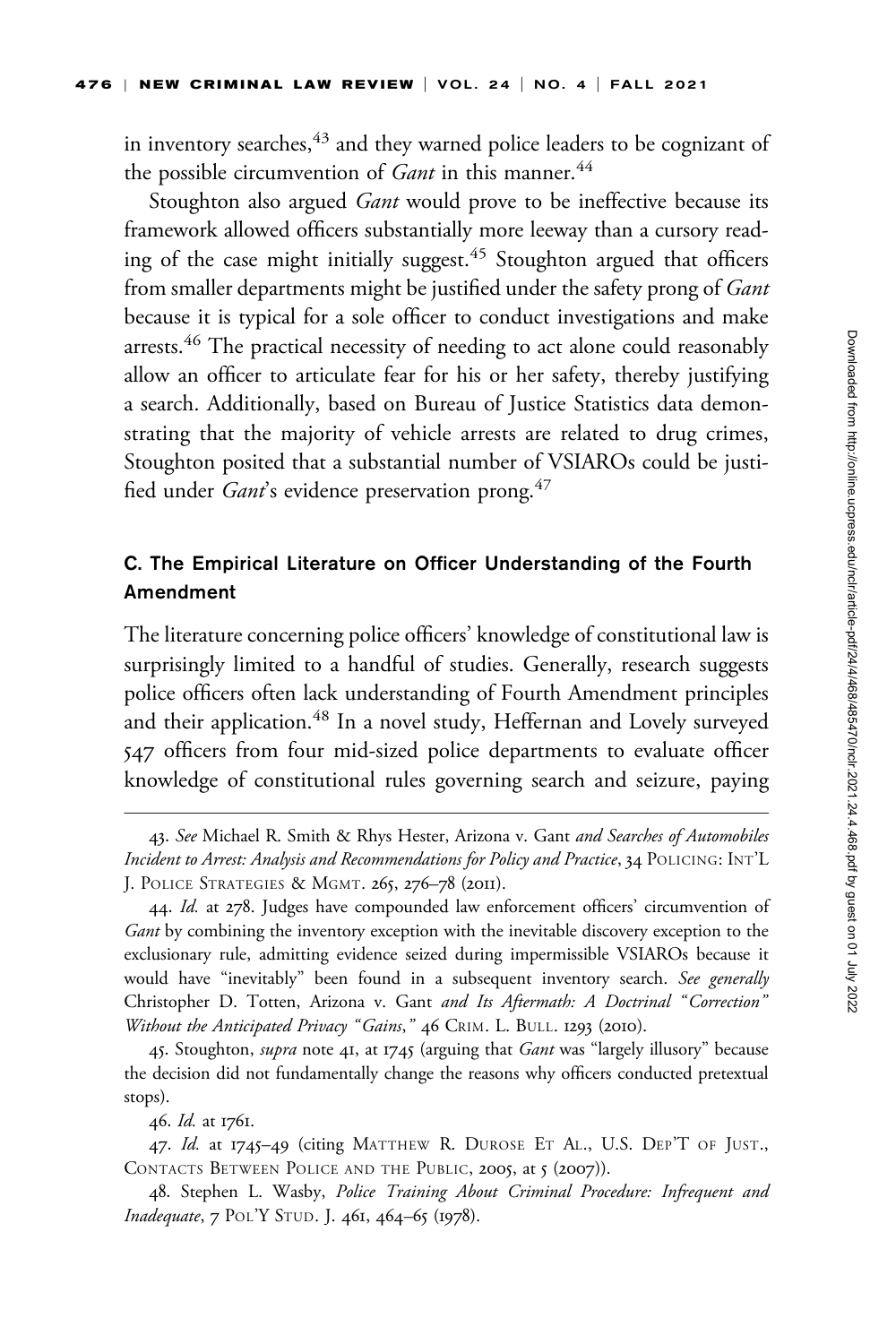in inventory searches,[43] and they warned police leaders to be cognizant of the possible circumvention of *Gant* in this manner.[44]

Stoughton also argued *Gant* would prove to be ineffective because its framework allowed officers substantially more leeway than a cursory reading of the case might initially suggest.[45] Stoughton argued that officers from smaller departments might be justified under the safety prong of *Gant* because it is typical for a sole officer to conduct investigations and make arrests.[46] The practical necessity of needing to act alone could reasonably allow an officer to articulate fear for his or her safety, thereby justifying a search. Additionally, based on Bureau of Justice Statistics data demonstrating that the majority of vehicle arrests are related to drug crimes, Stoughton posited that a substantial number of VSIAROs could be justified under *Gant*'s evidence preservation prong.[47]

### C. The Empirical Literature on Officer Understanding of the Fourth Amendment

The literature concerning police officers' knowledge of constitutional law is surprisingly limited to a handful of studies. Generally, research suggests police officers often lack understanding of Fourth Amendment principles and their application.[48] In a novel study, Heffernan and Lovely surveyed 547 officers from four mid-sized police departments to evaluate officer knowledge of constitutional rules governing search and seizure, paying

---

43. *See* Michael R. Smith & Rhys Hester, Arizona v. Gant *and Searches of Automobiles Incident to Arrest: Analysis and Recommendations for Policy and Practice*, 34 Policing: Int'l J. Police Strategies & Mgmt. 265, 276–78 (2011).

44. *Id.* at 278. Judges have compounded law enforcement officers' circumvention of *Gant* by combining the inventory exception with the inevitable discovery exception to the exclusionary rule, admitting evidence seized during impermissible VSIAROs because it would have "inevitably" been found in a subsequent inventory search. *See generally* Christopher D. Totten, Arizona v. Gant *and Its Aftermath: A Doctrinal "Correction" Without the Anticipated Privacy "Gains,"* 46 Crim. L. Bull. 1293 (2010).

45. Stoughton, *supra* note 41, at 1745 (arguing that *Gant* was "largely illusory" because the decision did not fundamentally change the reasons why officers conducted pretextual stops).

46. *Id.* at 1761.

47. *Id.* at 1745–49 (citing Matthew R. Durose et al., U.S. Dep't of Just., Contacts Between Police and the Public, 2005, at 5 (2007)).

48. Stephen L. Wasby, *Police Training About Criminal Procedure: Infrequent and Inadequate*, 7 Pol'y Stud. J. 461, 464–65 (1978).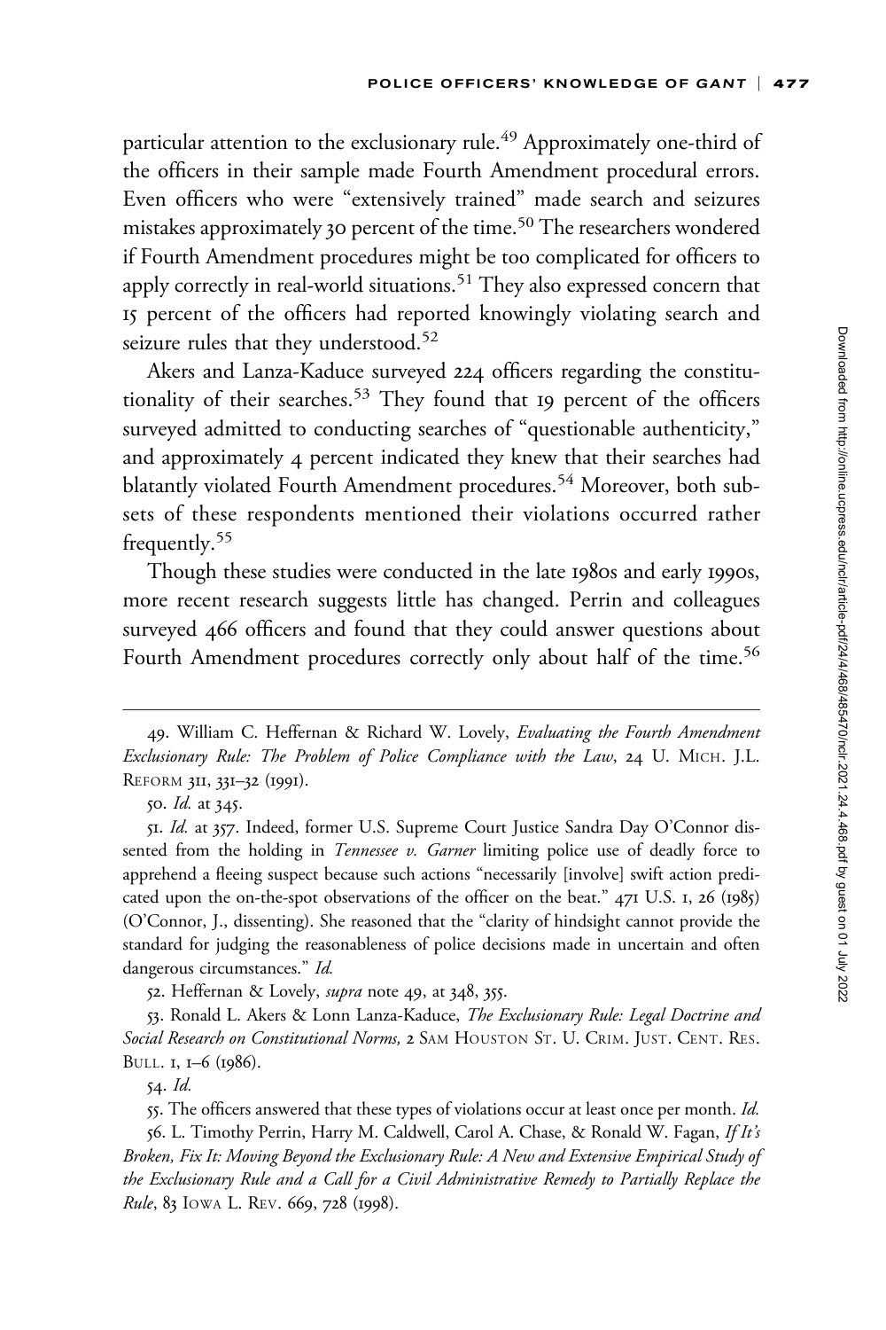particular attention to the exclusionary rule.[49] Approximately one-third of the officers in their sample made Fourth Amendment procedural errors. Even officers who were "extensively trained" made search and seizures mistakes approximately 30 percent of the time.[50] The researchers wondered if Fourth Amendment procedures might be too complicated for officers to apply correctly in real-world situations.[51] They also expressed concern that 15 percent of the officers had reported knowingly violating search and seizure rules that they understood.[52]

Akers and Lanza-Kaduce surveyed 224 officers regarding the constitutionality of their searches.[53] They found that 19 percent of the officers surveyed admitted to conducting searches of "questionable authenticity," and approximately 4 percent indicated they knew that their searches had blatantly violated Fourth Amendment procedures.[54] Moreover, both subsets of these respondents mentioned their violations occurred rather frequently.[55]

Though these studies were conducted in the late 1980s and early 1990s, more recent research suggests little has changed. Perrin and colleagues surveyed 466 officers and found that they could answer questions about Fourth Amendment procedures correctly only about half of the time.[56]

---

49. William C. Heffernan & Richard W. Lovely, *Evaluating the Fourth Amendment Exclusionary Rule: The Problem of Police Compliance with the Law*, 24 U. MICH. J.L. REFORM 311, 331–32 (1991).

50. *Id.* at 345.

51. *Id.* at 357. Indeed, former U.S. Supreme Court Justice Sandra Day O'Connor dissented from the holding in *Tennessee v. Garner* limiting police use of deadly force to apprehend a fleeing suspect because such actions "necessarily [involve] swift action predicated upon the on-the-spot observations of the officer on the beat." 471 U.S. 1, 26 (1985) (O'Connor, J., dissenting). She reasoned that the "clarity of hindsight cannot provide the standard for judging the reasonableness of police decisions made in uncertain and often dangerous circumstances." *Id.*

52. Heffernan & Lovely, *supra* note 49, at 348, 355.

53. Ronald L. Akers & Lonn Lanza-Kaduce, *The Exclusionary Rule: Legal Doctrine and Social Research on Constitutional Norms,* 2 SAM HOUSTON ST. U. CRIM. JUST. CENT. RES. BULL. 1, 1–6 (1986).

54. *Id.*

55. The officers answered that these types of violations occur at least once per month. *Id.*

56. L. Timothy Perrin, Harry M. Caldwell, Carol A. Chase, & Ronald W. Fagan, *If It's Broken, Fix It: Moving Beyond the Exclusionary Rule: A New and Extensive Empirical Study of the Exclusionary Rule and a Call for a Civil Administrative Remedy to Partially Replace the Rule*, 83 IOWA L. REV. 669, 728 (1998).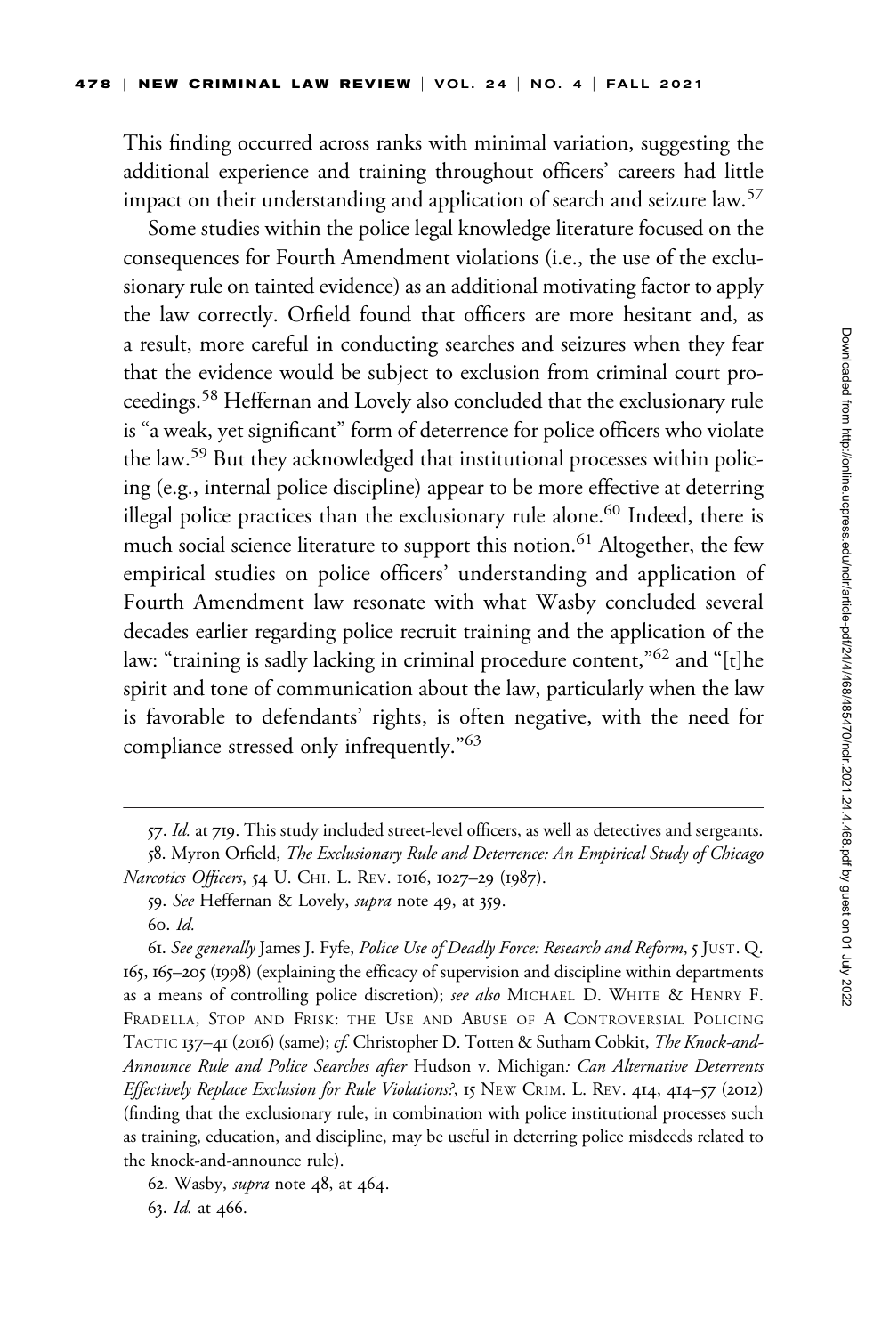This finding occurred across ranks with minimal variation, suggesting the additional experience and training throughout officers' careers had little impact on their understanding and application of search and seizure law.[57]

Some studies within the police legal knowledge literature focused on the consequences for Fourth Amendment violations (i.e., the use of the exclusionary rule on tainted evidence) as an additional motivating factor to apply the law correctly. Orfield found that officers are more hesitant and, as a result, more careful in conducting searches and seizures when they fear that the evidence would be subject to exclusion from criminal court proceedings.[58] Heffernan and Lovely also concluded that the exclusionary rule is "a weak, yet significant" form of deterrence for police officers who violate the law.[59] But they acknowledged that institutional processes within policing (e.g., internal police discipline) appear to be more effective at deterring illegal police practices than the exclusionary rule alone.[60] Indeed, there is much social science literature to support this notion.[61] Altogether, the few empirical studies on police officers' understanding and application of Fourth Amendment law resonate with what Wasby concluded several decades earlier regarding police recruit training and the application of the law: "training is sadly lacking in criminal procedure content,"[62] and "[t]he spirit and tone of communication about the law, particularly when the law is favorable to defendants' rights, is often negative, with the need for compliance stressed only infrequently."[63]

---

57. *Id.* at 719. This study included street-level officers, as well as detectives and sergeants.

58. Myron Orfield, *The Exclusionary Rule and Deterrence: An Empirical Study of Chicago Narcotics Officers*, 54 U. CHI. L. REV. 1016, 1027–29 (1987).

59. *See* Heffernan & Lovely, *supra* note 49, at 359.

60. *Id.*

61. *See generally* James J. Fyfe, *Police Use of Deadly Force: Research and Reform*, 5 JUST. Q. 165, 165–205 (1998) (explaining the efficacy of supervision and discipline within departments as a means of controlling police discretion); *see also* MICHAEL D. WHITE & HENRY F. FRADELLA, STOP AND FRISK: THE USE AND ABUSE OF A CONTROVERSIAL POLICING TACTIC 137–41 (2016) (same); *cf.* Christopher D. Totten & Sutham Cobkit, *The Knock-and-Announce Rule and Police Searches after* Hudson v. Michigan*: Can Alternative Deterrents Effectively Replace Exclusion for Rule Violations?*, 15 NEW CRIM. L. REV. 414, 414–57 (2012) (finding that the exclusionary rule, in combination with police institutional processes such as training, education, and discipline, may be useful in deterring police misdeeds related to the knock-and-announce rule).

62. Wasby, *supra* note 48, at 464.

63. *Id.* at 466.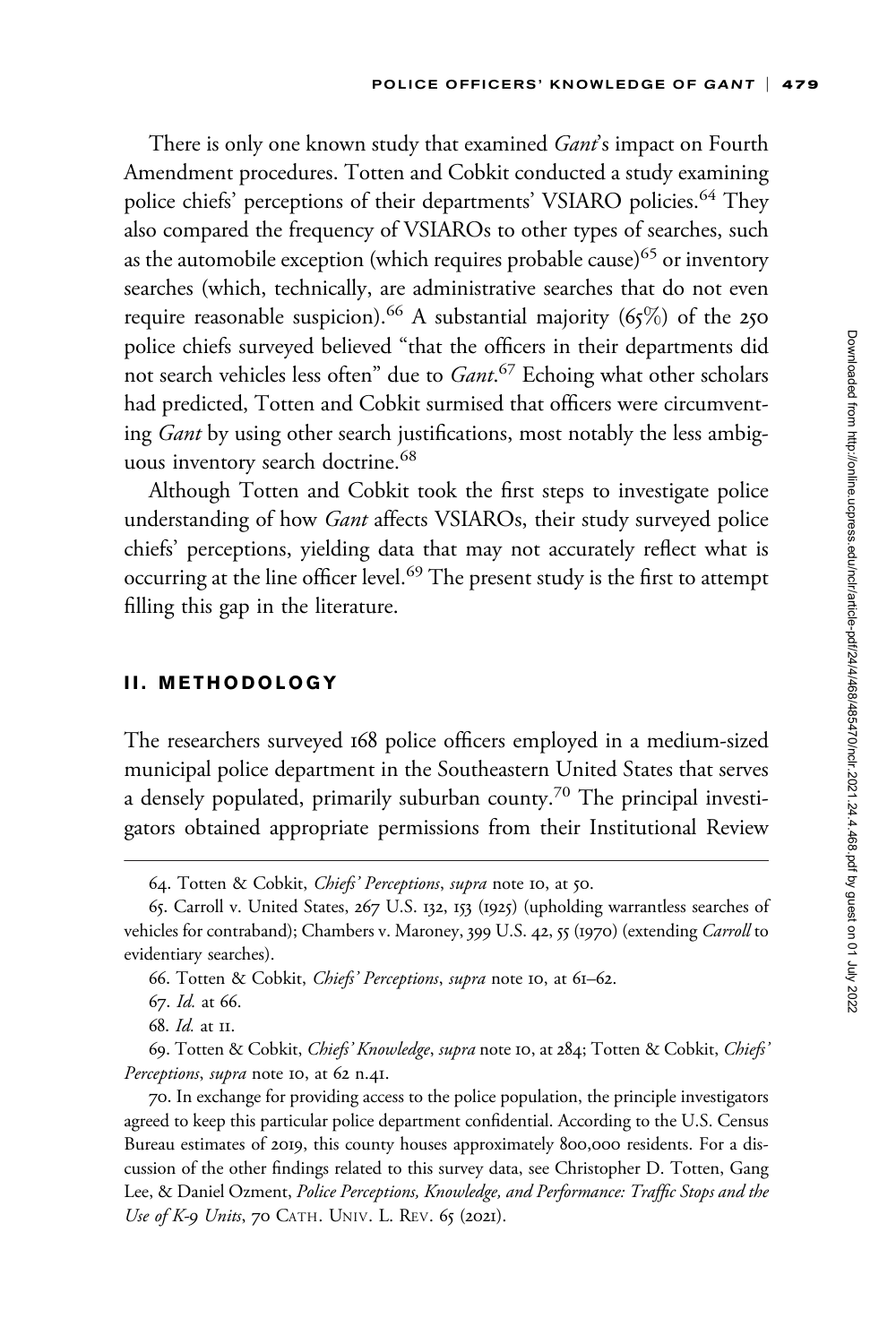There is only one known study that examined *Gant*'s impact on Fourth Amendment procedures. Totten and Cobkit conducted a study examining police chiefs' perceptions of their departments' VSIARO policies.[64] They also compared the frequency of VSIAROs to other types of searches, such as the automobile exception (which requires probable cause)[65] or inventory searches (which, technically, are administrative searches that do not even require reasonable suspicion).[66] A substantial majority (65%) of the 250 police chiefs surveyed believed "that the officers in their departments did not search vehicles less often" due to *Gant*.[67] Echoing what other scholars had predicted, Totten and Cobkit surmised that officers were circumventing *Gant* by using other search justifications, most notably the less ambiguous inventory search doctrine.[68]

Although Totten and Cobkit took the first steps to investigate police understanding of how *Gant* affects VSIAROs, their study surveyed police chiefs' perceptions, yielding data that may not accurately reflect what is occurring at the line officer level.[69] The present study is the first to attempt filling this gap in the literature.

## II. METHODOLOGY

The researchers surveyed 168 police officers employed in a medium-sized municipal police department in the Southeastern United States that serves a densely populated, primarily suburban county.[70] The principal investigators obtained appropriate permissions from their Institutional Review

---

64. Totten & Cobkit, *Chiefs' Perceptions*, *supra* note 10, at 50.

65. Carroll v. United States, 267 U.S. 132, 153 (1925) (upholding warrantless searches of vehicles for contraband); Chambers v. Maroney, 399 U.S. 42, 55 (1970) (extending *Carroll* to evidentiary searches).

66. Totten & Cobkit, *Chiefs' Perceptions*, *supra* note 10, at 61–62.

67. *Id.* at 66.

68. *Id.* at 11.

69. Totten & Cobkit, *Chiefs' Knowledge*, *supra* note 10, at 284; Totten & Cobkit, *Chiefs' Perceptions*, *supra* note 10, at 62 n.41.

70. In exchange for providing access to the police population, the principle investigators agreed to keep this particular police department confidential. According to the U.S. Census Bureau estimates of 2019, this county houses approximately 800,000 residents. For a discussion of the other findings related to this survey data, see Christopher D. Totten, Gang Lee, & Daniel Ozment, *Police Perceptions, Knowledge, and Performance: Traffic Stops and the Use of K-9 Units*, 70 CATH. UNIV. L. REV. 65 (2021).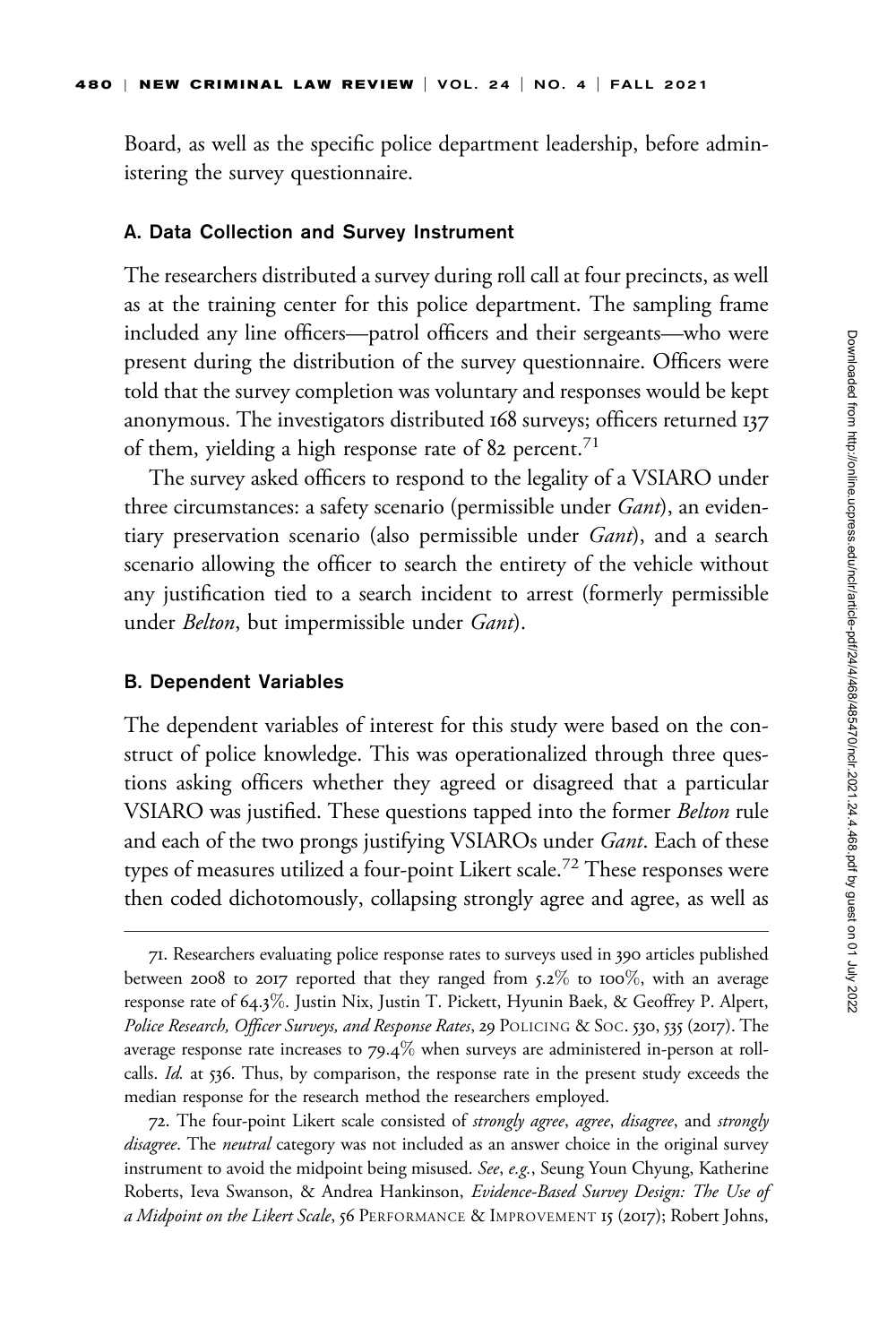Board, as well as the specific police department leadership, before administering the survey questionnaire.

### A. Data Collection and Survey Instrument

The researchers distributed a survey during roll call at four precincts, as well as at the training center for this police department. The sampling frame included any line officers—patrol officers and their sergeants—who were present during the distribution of the survey questionnaire. Officers were told that the survey completion was voluntary and responses would be kept anonymous. The investigators distributed 168 surveys; officers returned 137 of them, yielding a high response rate of 82 percent.[71]

The survey asked officers to respond to the legality of a VSIARO under three circumstances: a safety scenario (permissible under *Gant*), an evidentiary preservation scenario (also permissible under *Gant*), and a search scenario allowing the officer to search the entirety of the vehicle without any justification tied to a search incident to arrest (formerly permissible under *Belton*, but impermissible under *Gant*).

### B. Dependent Variables

The dependent variables of interest for this study were based on the construct of police knowledge. This was operationalized through three questions asking officers whether they agreed or disagreed that a particular VSIARO was justified. These questions tapped into the former *Belton* rule and each of the two prongs justifying VSIAROs under *Gant*. Each of these types of measures utilized a four-point Likert scale.[72] These responses were then coded dichotomously, collapsing strongly agree and agree, as well as

---

71. Researchers evaluating police response rates to surveys used in 390 articles published between 2008 to 2017 reported that they ranged from 5.2% to 100%, with an average response rate of 64.3%. Justin Nix, Justin T. Pickett, Hyunin Baek, & Geoffrey P. Alpert, *Police Research, Officer Surveys, and Response Rates*, 29 POLICING & SOC. 530, 535 (2017). The average response rate increases to 79.4% when surveys are administered in-person at roll-calls. *Id.* at 536. Thus, by comparison, the response rate in the present study exceeds the median response for the research method the researchers employed.

72. The four-point Likert scale consisted of *strongly agree*, *agree*, *disagree*, and *strongly disagree*. The *neutral* category was not included as an answer choice in the original survey instrument to avoid the midpoint being misused. *See, e.g.*, Seung Youn Chyung, Katherine Roberts, Ieva Swanson, & Andrea Hankinson, *Evidence-Based Survey Design: The Use of a Midpoint on the Likert Scale*, 56 PERFORMANCE & IMPROVEMENT 15 (2017); Robert Johns,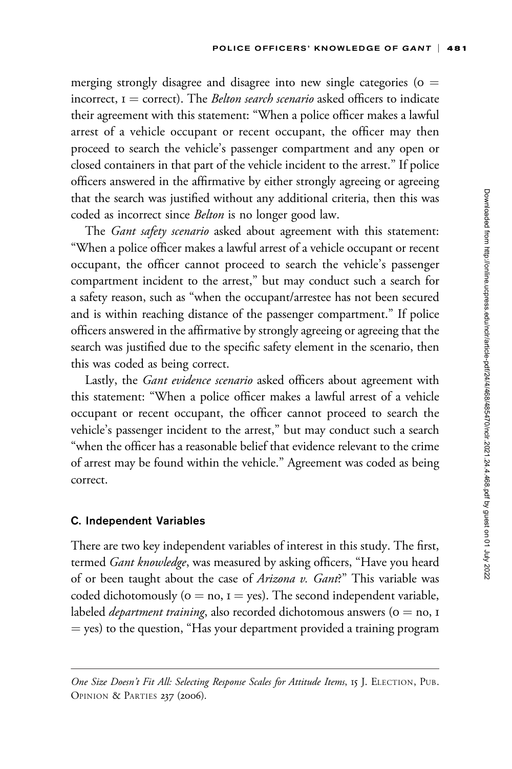merging strongly disagree and disagree into new single categories (0 = incorrect, 1 = correct). The *Belton search scenario* asked officers to indicate their agreement with this statement: "When a police officer makes a lawful arrest of a vehicle occupant or recent occupant, the officer may then proceed to search the vehicle's passenger compartment and any open or closed containers in that part of the vehicle incident to the arrest." If police officers answered in the affirmative by either strongly agreeing or agreeing that the search was justified without any additional criteria, then this was coded as incorrect since *Belton* is no longer good law.

The *Gant safety scenario* asked about agreement with this statement: "When a police officer makes a lawful arrest of a vehicle occupant or recent occupant, the officer cannot proceed to search the vehicle's passenger compartment incident to the arrest," but may conduct such a search for a safety reason, such as "when the occupant/arrestee has not been secured and is within reaching distance of the passenger compartment." If police officers answered in the affirmative by strongly agreeing or agreeing that the search was justified due to the specific safety element in the scenario, then this was coded as being correct.

Lastly, the *Gant evidence scenario* asked officers about agreement with this statement: "When a police officer makes a lawful arrest of a vehicle occupant or recent occupant, the officer cannot proceed to search the vehicle's passenger incident to the arrest," but may conduct such a search "when the officer has a reasonable belief that evidence relevant to the crime of arrest may be found within the vehicle." Agreement was coded as being correct.

### C. Independent Variables

There are two key independent variables of interest in this study. The first, termed *Gant knowledge*, was measured by asking officers, "Have you heard of or been taught about the case of *Arizona v. Gant*?" This variable was coded dichotomously (0 = no, 1 = yes). The second independent variable, labeled *department training*, also recorded dichotomous answers (0 = no, 1 = yes) to the question, "Has your department provided a training program

---

*One Size Doesn't Fit All: Selecting Response Scales for Attitude Items*, 15 J. Election, Pub. Opinion & Parties 237 (2006).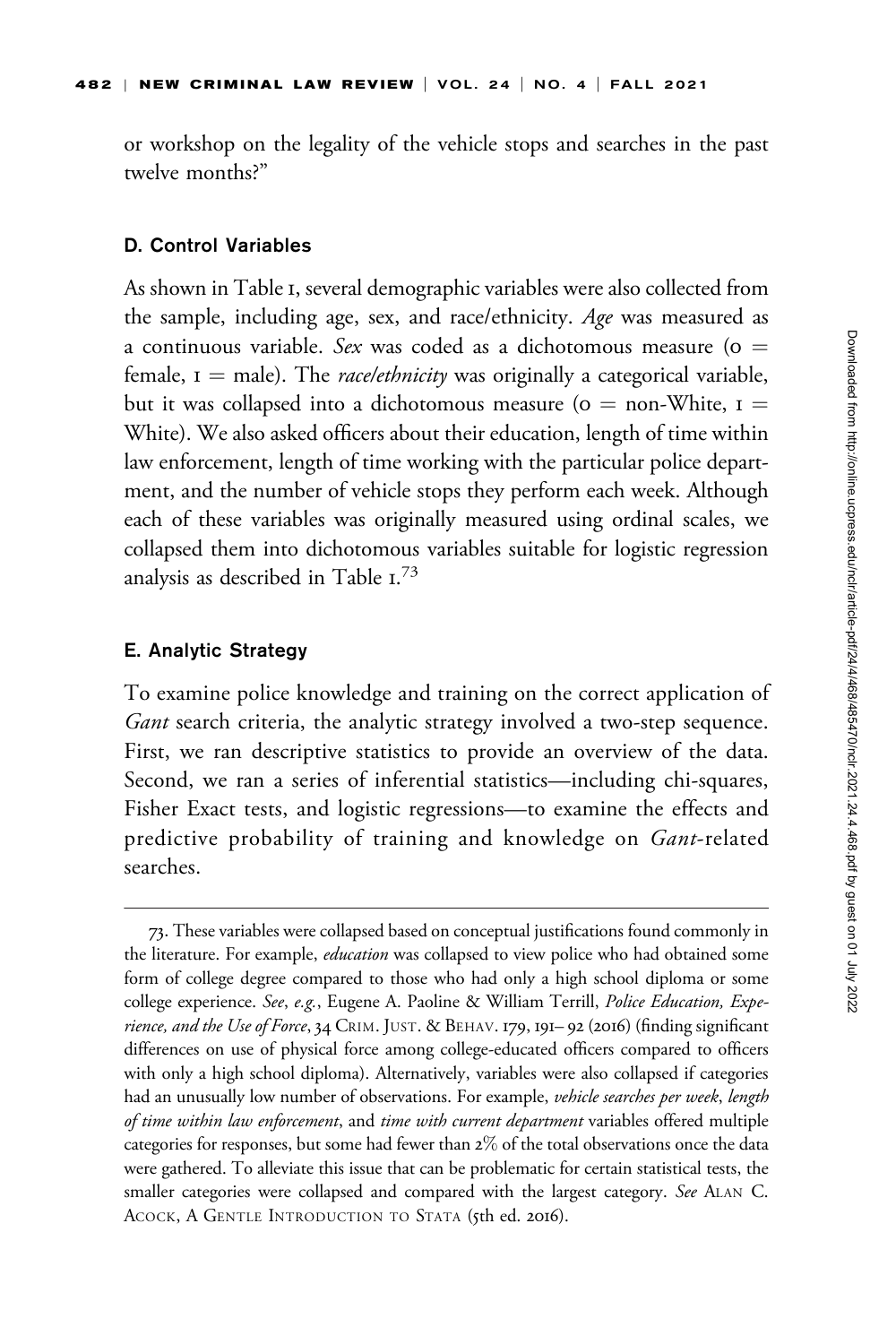or workshop on the legality of the vehicle stops and searches in the past twelve months?"

### D. Control Variables

As shown in Table 1, several demographic variables were also collected from the sample, including age, sex, and race/ethnicity. *Age* was measured as a continuous variable. *Sex* was coded as a dichotomous measure (0 = female, 1 = male). The *race/ethnicity* was originally a categorical variable, but it was collapsed into a dichotomous measure (0 = non-White, 1 = White). We also asked officers about their education, length of time within law enforcement, length of time working with the particular police department, and the number of vehicle stops they perform each week. Although each of these variables was originally measured using ordinal scales, we collapsed them into dichotomous variables suitable for logistic regression analysis as described in Table 1.[73]

### E. Analytic Strategy

To examine police knowledge and training on the correct application of *Gant* search criteria, the analytic strategy involved a two-step sequence. First, we ran descriptive statistics to provide an overview of the data. Second, we ran a series of inferential statistics—including chi-squares, Fisher Exact tests, and logistic regressions—to examine the effects and predictive probability of training and knowledge on *Gant*-related searches.

---

73. These variables were collapsed based on conceptual justifications found commonly in the literature. For example, *education* was collapsed to view police who had obtained some form of college degree compared to those who had only a high school diploma or some college experience. *See*, *e.g.*, Eugene A. Paoline & William Terrill, *Police Education, Experience, and the Use of Force*, 34 CRIM. JUST. & BEHAV. 179, 191–92 (2016) (finding significant differences on use of physical force among college-educated officers compared to officers with only a high school diploma). Alternatively, variables were also collapsed if categories had an unusually low number of observations. For example, *vehicle searches per week*, *length of time within law enforcement*, and *time with current department* variables offered multiple categories for responses, but some had fewer than 2% of the total observations once the data were gathered. To alleviate this issue that can be problematic for certain statistical tests, the smaller categories were collapsed and compared with the largest category. *See* ALAN C. ACOCK, A GENTLE INTRODUCTION TO STATA (5th ed. 2016).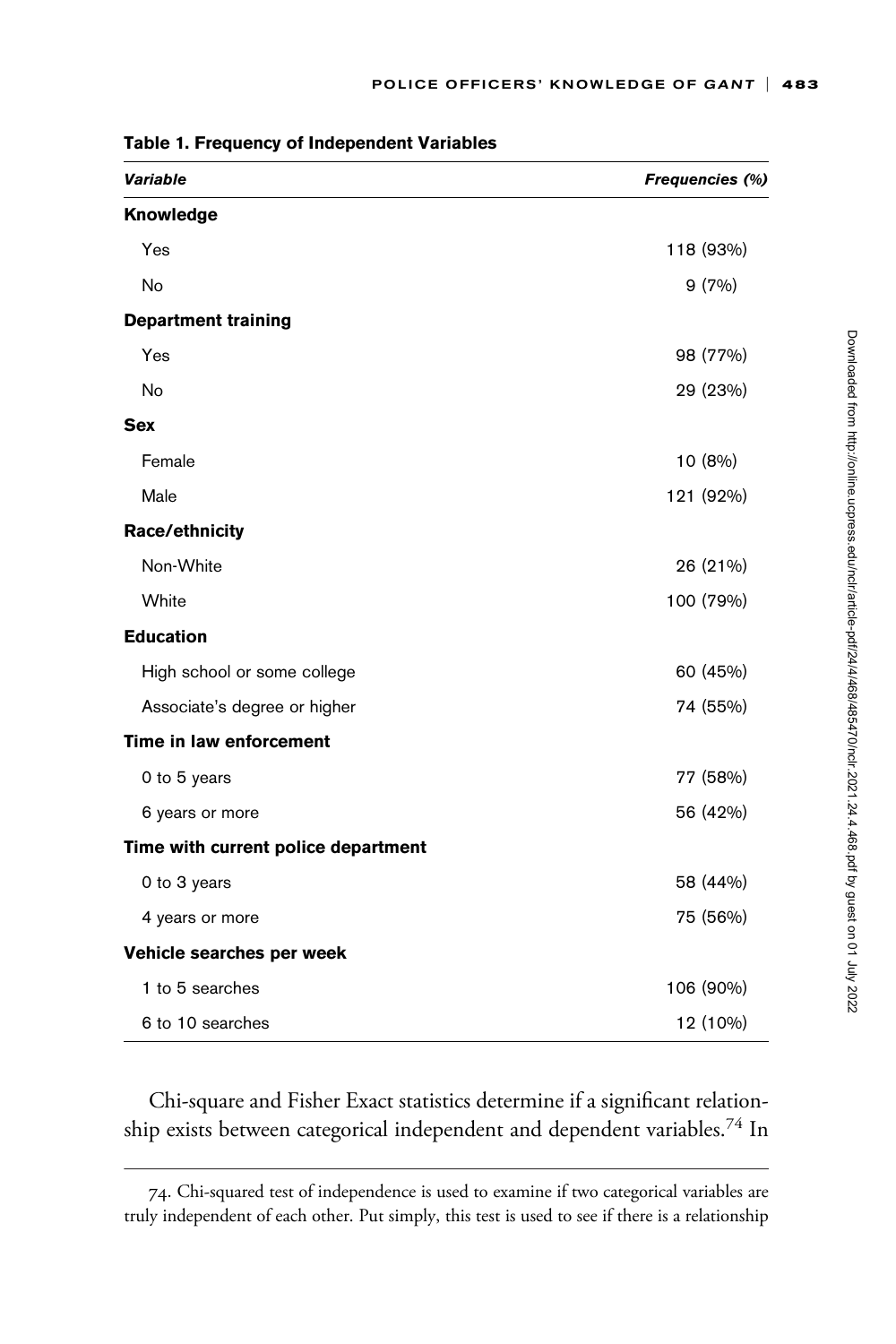**Table 1. Frequency of Independent Variables**

| *Variable* | *Frequencies (%)* |
|---|---|
| **Knowledge** | |
| Yes | 118 (93%) |
| No | 9 (7%) |
| **Department training** | |
| Yes | 98 (77%) |
| No | 29 (23%) |
| **Sex** | |
| Female | 10 (8%) |
| Male | 121 (92%) |
| **Race/ethnicity** | |
| Non-White | 26 (21%) |
| White | 100 (79%) |
| **Education** | |
| High school or some college | 60 (45%) |
| Associate's degree or higher | 74 (55%) |
| **Time in law enforcement** | |
| 0 to 5 years | 77 (58%) |
| 6 years or more | 56 (42%) |
| **Time with current police department** | |
| 0 to 3 years | 58 (44%) |
| 4 years or more | 75 (56%) |
| **Vehicle searches per week** | |
| 1 to 5 searches | 106 (90%) |
| 6 to 10 searches | 12 (10%) |

Chi-square and Fisher Exact statistics determine if a significant relationship exists between categorical independent and dependent variables.[74] In

74. Chi-squared test of independence is used to examine if two categorical variables are truly independent of each other. Put simply, this test is used to see if there is a relationship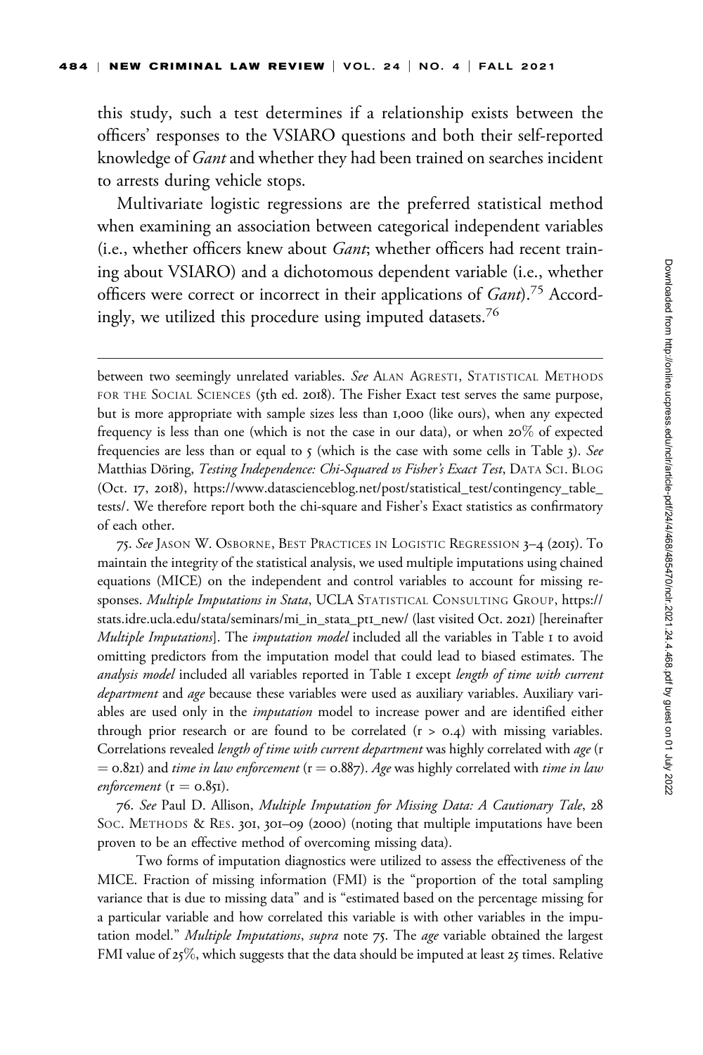this study, such a test determines if a relationship exists between the officers' responses to the VSIARO questions and both their self-reported knowledge of *Gant* and whether they had been trained on searches incident to arrests during vehicle stops.

Multivariate logistic regressions are the preferred statistical method when examining an association between categorical independent variables (i.e., whether officers knew about *Gant*; whether officers had recent training about VSIARO) and a dichotomous dependent variable (i.e., whether officers were correct or incorrect in their applications of *Gant*).[75] Accordingly, we utilized this procedure using imputed datasets.[76]

---

between two seemingly unrelated variables. *See* ALAN AGRESTI, STATISTICAL METHODS FOR THE SOCIAL SCIENCES (5th ed. 2018). The Fisher Exact test serves the same purpose, but is more appropriate with sample sizes less than 1,000 (like ours), when any expected frequency is less than one (which is not the case in our data), or when 20% of expected frequencies are less than or equal to 5 (which is the case with some cells in Table 3). *See* Matthias Döring, *Testing Independence: Chi-Squared vs Fisher's Exact Test*, DATA SCI. BLOG (Oct. 17, 2018), https://www.datascienceblog.net/post/statistical_test/contingency_table_tests/. We therefore report both the chi-square and Fisher's Exact statistics as confirmatory of each other.

75. *See* JASON W. OSBORNE, BEST PRACTICES IN LOGISTIC REGRESSION 3–4 (2015). To maintain the integrity of the statistical analysis, we used multiple imputations using chained equations (MICE) on the independent and control variables to account for missing responses. *Multiple Imputations in Stata*, UCLA STATISTICAL CONSULTING GROUP, https://stats.idre.ucla.edu/stata/seminars/mi_in_stata_pt1_new/ (last visited Oct. 2021) [hereinafter *Multiple Imputations*]. The *imputation model* included all the variables in Table 1 to avoid omitting predictors from the imputation model that could lead to biased estimates. The *analysis model* included all variables reported in Table 1 except *length of time with current department* and *age* because these variables were used as auxiliary variables. Auxiliary variables are used only in the *imputation* model to increase power and are identified either through prior research or are found to be correlated ($r > 0.4$) with missing variables. Correlations revealed *length of time with current department* was highly correlated with *age* ($r = 0.821$) and *time in law enforcement* ($r = 0.887$). *Age* was highly correlated with *time in law enforcement* ($r = 0.851$).

76. *See* Paul D. Allison, *Multiple Imputation for Missing Data: A Cautionary Tale*, 28 SOC. METHODS & RES. 301, 301–09 (2000) (noting that multiple imputations have been proven to be an effective method of overcoming missing data).

Two forms of imputation diagnostics were utilized to assess the effectiveness of the MICE. Fraction of missing information (FMI) is the "proportion of the total sampling variance that is due to missing data" and is "estimated based on the percentage missing for a particular variable and how correlated this variable is with other variables in the imputation model." *Multiple Imputations*, *supra* note 75. The *age* variable obtained the largest FMI value of 25%, which suggests that the data should be imputed at least 25 times. Relative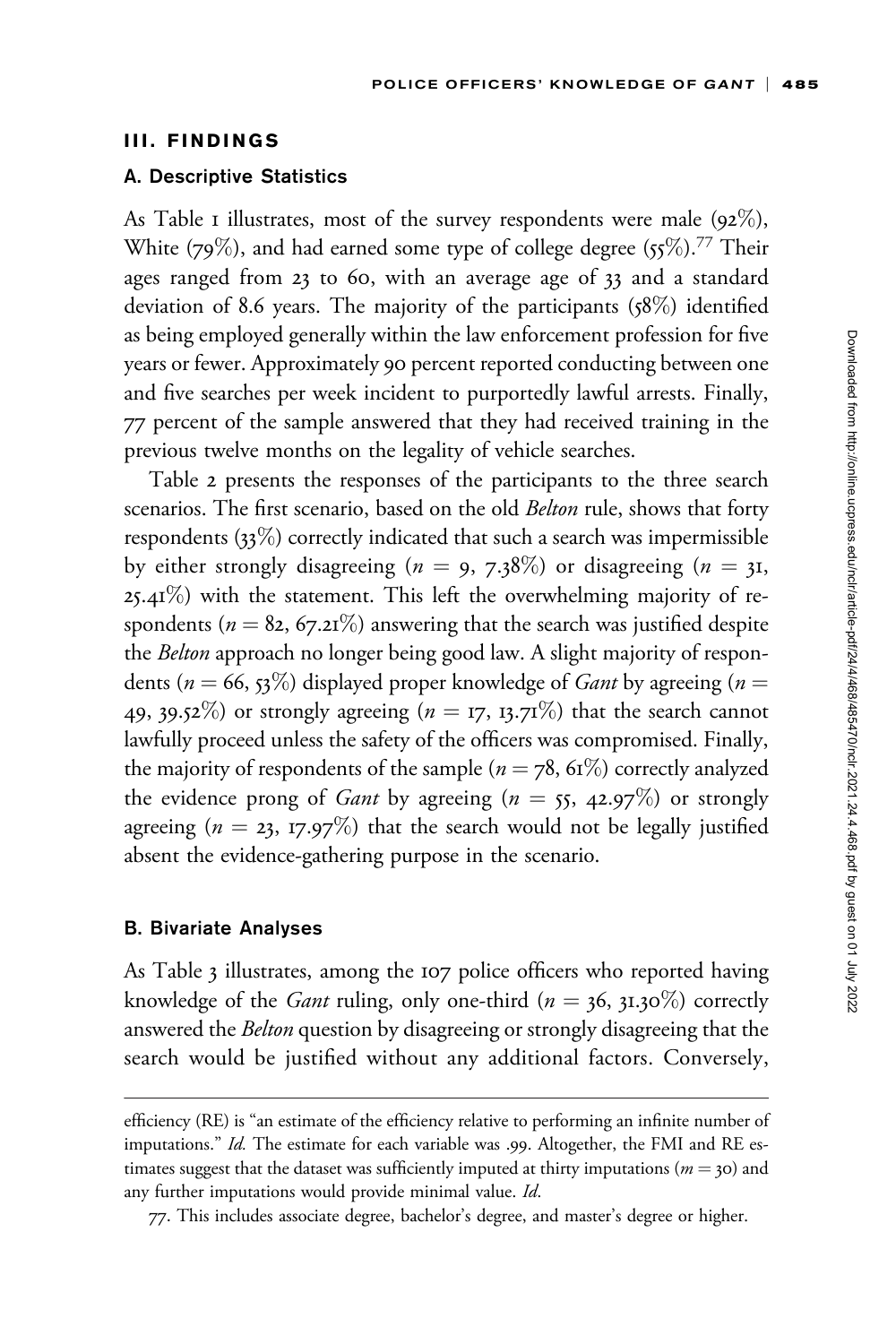## III. FINDINGS

### A. Descriptive Statistics

As Table 1 illustrates, most of the survey respondents were male (92%), White (79%), and had earned some type of college degree (55%).[77] Their ages ranged from 23 to 60, with an average age of 33 and a standard deviation of 8.6 years. The majority of the participants (58%) identified as being employed generally within the law enforcement profession for five years or fewer. Approximately 90 percent reported conducting between one and five searches per week incident to purportedly lawful arrests. Finally, 77 percent of the sample answered that they had received training in the previous twelve months on the legality of vehicle searches.

Table 2 presents the responses of the participants to the three search scenarios. The first scenario, based on the old *Belton* rule, shows that forty respondents (33%) correctly indicated that such a search was impermissible by either strongly disagreeing ($n = 9$, 7.38%) or disagreeing ($n = 31$, 25.41%) with the statement. This left the overwhelming majority of respondents ($n = 82$, 67.21%) answering that the search was justified despite the *Belton* approach no longer being good law. A slight majority of respondents ($n = 66$, 53%) displayed proper knowledge of *Gant* by agreeing ($n = 49$, 39.52%) or strongly agreeing ($n = 17$, 13.71%) that the search cannot lawfully proceed unless the safety of the officers was compromised. Finally, the majority of respondents of the sample ($n = 78$, 61%) correctly analyzed the evidence prong of *Gant* by agreeing ($n = 55$, 42.97%) or strongly agreeing ($n = 23$, 17.97%) that the search would not be legally justified absent the evidence-gathering purpose in the scenario.

### B. Bivariate Analyses

As Table 3 illustrates, among the 107 police officers who reported having knowledge of the *Gant* ruling, only one-third ($n = 36$, 31.30%) correctly answered the *Belton* question by disagreeing or strongly disagreeing that the search would be justified without any additional factors. Conversely,

---

efficiency (RE) is "an estimate of the efficiency relative to performing an infinite number of imputations." *Id.* The estimate for each variable was .99. Altogether, the FMI and RE estimates suggest that the dataset was sufficiently imputed at thirty imputations ($m = 30$) and any further imputations would provide minimal value. *Id.*

77. This includes associate degree, bachelor's degree, and master's degree or higher.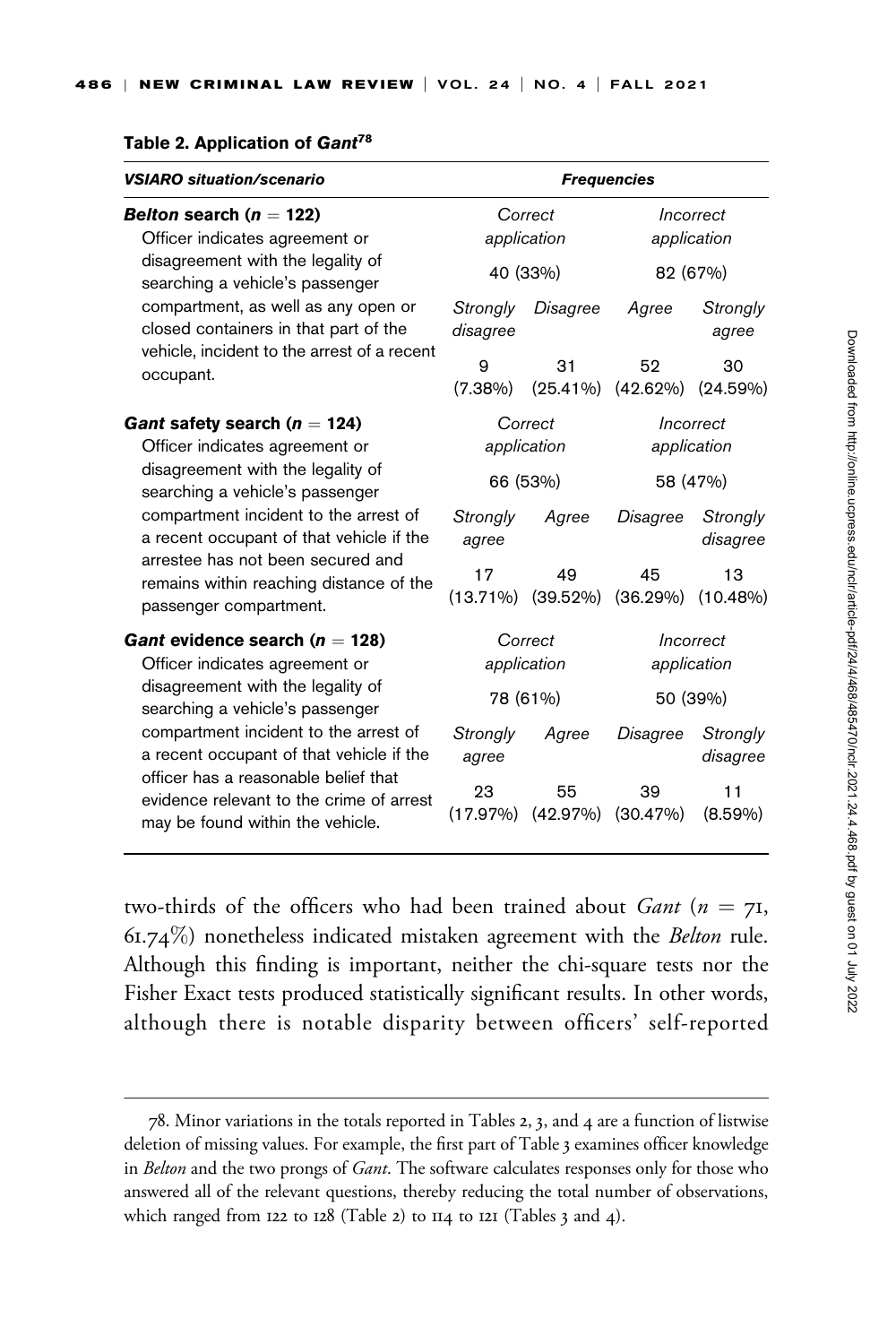**Table 2. Application of *Gant*[78]**

| *VSIARO situation/scenario* | *Frequencies* | | | |
|---|---|---|---|---|
| ***Belton* search ($n = 122$)** Officer indicates agreement or disagreement with the legality of searching a vehicle's passenger compartment, as well as any open or closed containers in that part of the vehicle, incident to the arrest of a recent occupant. | *Correct application* | | *Incorrect application* | |
| | 40 (33%) | | 82 (67%) | |
| | *Strongly disagree* | *Disagree* | *Agree* | *Strongly agree* |
| | 9 (7.38%) | 31 (25.41%) | 52 (42.62%) | 30 (24.59%) |
| ***Gant* safety search ($n = 124$)** Officer indicates agreement or disagreement with the legality of searching a vehicle's passenger compartment incident to the arrest of a recent occupant of that vehicle if the arrestee has not been secured and remains within reaching distance of the passenger compartment. | *Correct application* | | *Incorrect application* | |
| | 66 (53%) | | 58 (47%) | |
| | *Strongly agree* | *Agree* | *Disagree* | *Strongly disagree* |
| | 17 (13.71%) | 49 (39.52%) | 45 (36.29%) | 13 (10.48%) |
| ***Gant* evidence search ($n = 128$)** Officer indicates agreement or disagreement with the legality of searching a vehicle's passenger compartment incident to the arrest of a recent occupant of that vehicle if the officer has a reasonable belief that evidence relevant to the crime of arrest may be found within the vehicle. | *Correct application* | | *Incorrect application* | |
| | 78 (61%) | | 50 (39%) | |
| | *Strongly agree* | *Agree* | *Disagree* | *Strongly disagree* |
| | 23 (17.97%) | 55 (42.97%) | 39 (30.47%) | 11 (8.59%) |

two-thirds of the officers who had been trained about *Gant* ($n = 71$, 61.74%) nonetheless indicated mistaken agreement with the *Belton* rule. Although this finding is important, neither the chi-square tests nor the Fisher Exact tests produced statistically significant results. In other words, although there is notable disparity between officers' self-reported

78. Minor variations in the totals reported in Tables 2, 3, and 4 are a function of listwise deletion of missing values. For example, the first part of Table 3 examines officer knowledge in *Belton* and the two prongs of *Gant*. The software calculates responses only for those who answered all of the relevant questions, thereby reducing the total number of observations, which ranged from 122 to 128 (Table 2) to 114 to 121 (Tables 3 and 4).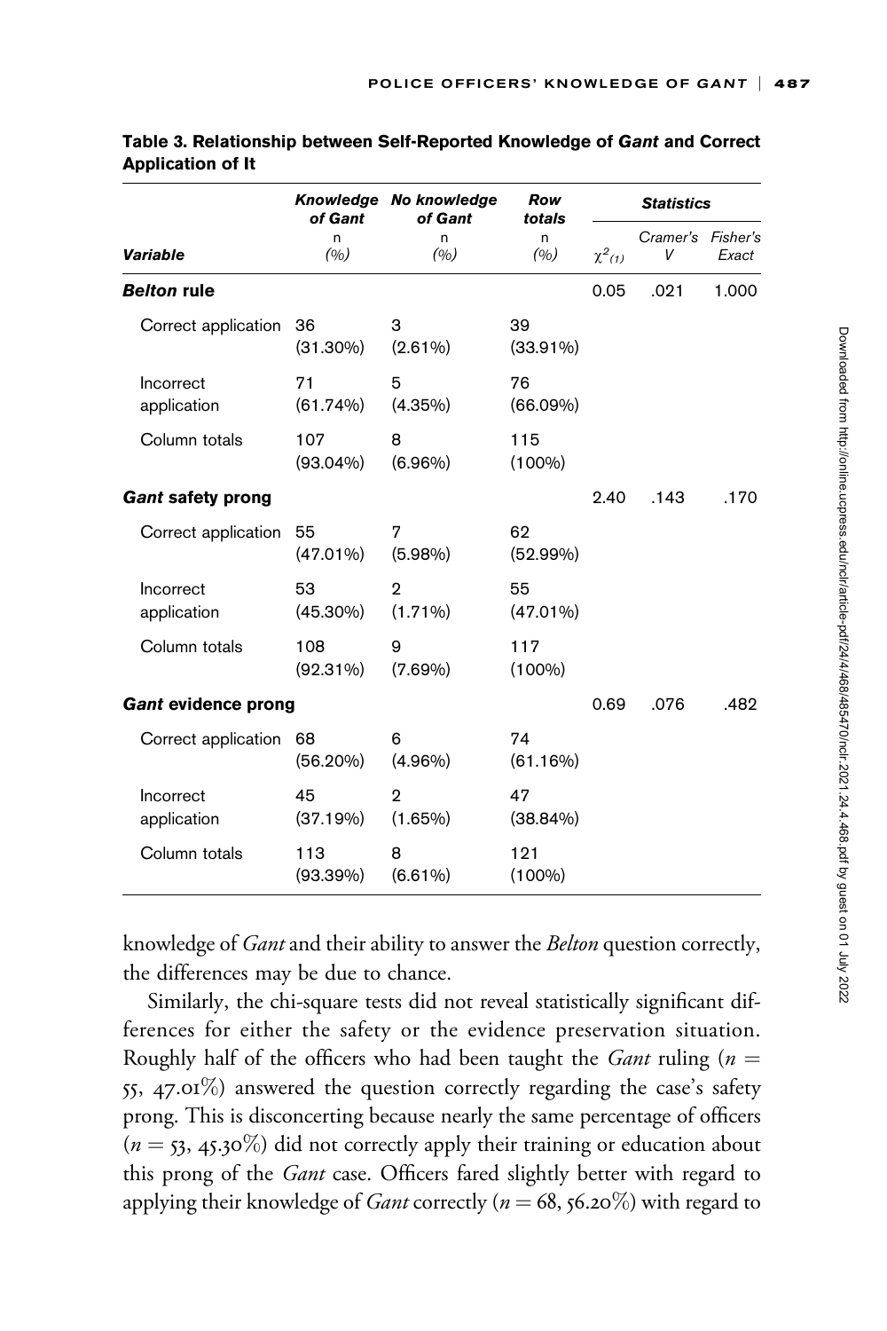**Table 3. Relationship between Self-Reported Knowledge of *Gant* and Correct Application of It**

| Variable | *Knowledge of Gant* n (%) | *No knowledge of Gant* n (%) | *Row totals* n (%) | $\chi^2_{(1)}$ | Cramer's V | Fisher's Exact |
|---|---|---|---|---|---|---|
| ***Belton* rule** | | | | 0.05 | .021 | 1.000 |
| Correct application | 36 (31.30%) | 3 (2.61%) | 39 (33.91%) | | | |
| Incorrect application | 71 (61.74%) | 5 (4.35%) | 76 (66.09%) | | | |
| Column totals | 107 (93.04%) | 8 (6.96%) | 115 (100%) | | | |
| ***Gant* safety prong** | | | | 2.40 | .143 | .170 |
| Correct application | 55 (47.01%) | 7 (5.98%) | 62 (52.99%) | | | |
| Incorrect application | 53 (45.30%) | 2 (1.71%) | 55 (47.01%) | | | |
| Column totals | 108 (92.31%) | 9 (7.69%) | 117 (100%) | | | |
| ***Gant* evidence prong** | | | | 0.69 | .076 | .482 |
| Correct application | 68 (56.20%) | 6 (4.96%) | 74 (61.16%) | | | |
| Incorrect application | 45 (37.19%) | 2 (1.65%) | 47 (38.84%) | | | |
| Column totals | 113 (93.39%) | 8 (6.61%) | 121 (100%) | | | |

knowledge of *Gant* and their ability to answer the *Belton* question correctly, the differences may be due to chance.

Similarly, the chi-square tests did not reveal statistically significant differences for either the safety or the evidence preservation situation. Roughly half of the officers who had been taught the *Gant* ruling ($n = 55$, 47.01%) answered the question correctly regarding the case's safety prong. This is disconcerting because nearly the same percentage of officers ($n = 53$, 45.30%) did not correctly apply their training or education about this prong of the *Gant* case. Officers fared slightly better with regard to applying their knowledge of *Gant* correctly ($n = 68$, 56.20%) with regard to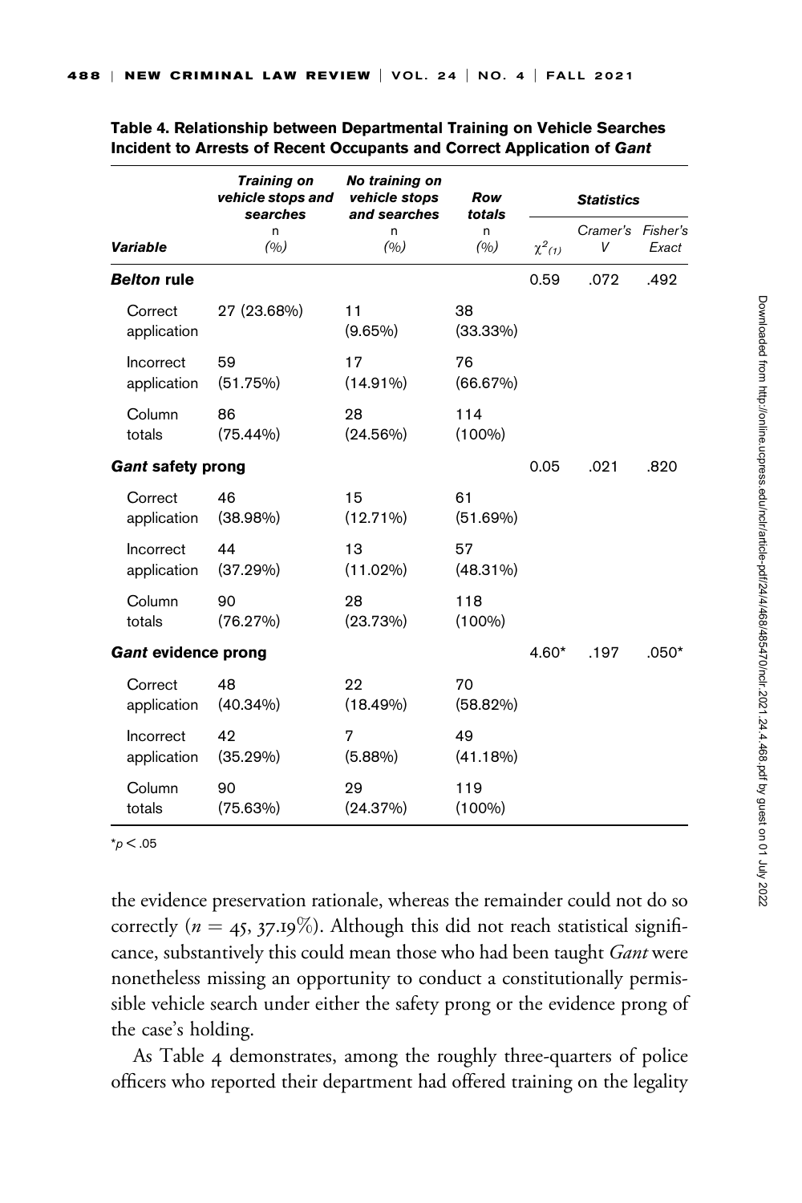**Table 4. Relationship between Departmental Training on Vehicle Searches Incident to Arrests of Recent Occupants and Correct Application of *Gant***

| Variable | *Training on vehicle stops and searches* n (%) | *No training on vehicle stops and searches* n (%) | *Row totals* n (%) | *Statistics* $\chi^2_{(1)}$ | Cramer's V | Fisher's Exact |
|---|---|---|---|---|---|---|
| ***Belton* rule** | | | | 0.59 | .072 | .492 |
| Correct application | 27 (23.68%) | 11 (9.65%) | 38 (33.33%) | | | |
| Incorrect application | 59 (51.75%) | 17 (14.91%) | 76 (66.67%) | | | |
| Column totals | 86 (75.44%) | 28 (24.56%) | 114 (100%) | | | |
| ***Gant* safety prong** | | | | 0.05 | .021 | .820 |
| Correct application | 46 (38.98%) | 15 (12.71%) | 61 (51.69%) | | | |
| Incorrect application | 44 (37.29%) | 13 (11.02%) | 57 (48.31%) | | | |
| Column totals | 90 (76.27%) | 28 (23.73%) | 118 (100%) | | | |
| ***Gant* evidence prong** | | | | 4.60* | .197 | .050* |
| Correct application | 48 (40.34%) | 22 (18.49%) | 70 (58.82%) | | | |
| Incorrect application | 42 (35.29%) | 7 (5.88%) | 49 (41.18%) | | | |
| Column totals | 90 (75.63%) | 29 (24.37%) | 119 (100%) | | | |

*$p < .05$

the evidence preservation rationale, whereas the remainder could not do so correctly ($n = 45$, 37.19%). Although this did not reach statistical significance, substantively this could mean those who had been taught *Gant* were nonetheless missing an opportunity to conduct a constitutionally permissible vehicle search under either the safety prong or the evidence prong of the case's holding.

As Table 4 demonstrates, among the roughly three-quarters of police officers who reported their department had offered training on the legality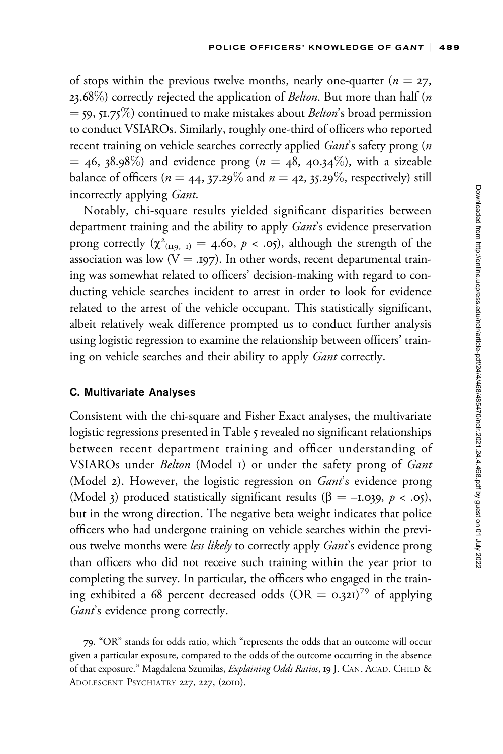of stops within the previous twelve months, nearly one-quarter ($n = 27$, 23.68%) correctly rejected the application of *Belton*. But more than half ($n = 59$, 51.75%) continued to make mistakes about *Belton*'s broad permission to conduct VSIAROs. Similarly, roughly one-third of officers who reported recent training on vehicle searches correctly applied *Gant*'s safety prong ($n = 46$, 38.98%) and evidence prong ($n = 48$, 40.34%), with a sizeable balance of officers ($n = 44$, 37.29% and $n = 42$, 35.29%, respectively) still incorrectly applying *Gant*.

Notably, chi-square results yielded significant disparities between department training and the ability to apply *Gant*'s evidence preservation prong correctly ($\chi^2_{(119,\ 1)} = 4.60$, $p < .05$), although the strength of the association was low ($V = .197$). In other words, recent departmental training was somewhat related to officers' decision-making with regard to conducting vehicle searches incident to arrest in order to look for evidence related to the arrest of the vehicle occupant. This statistically significant, albeit relatively weak difference prompted us to conduct further analysis using logistic regression to examine the relationship between officers' training on vehicle searches and their ability to apply *Gant* correctly.

### C. Multivariate Analyses

Consistent with the chi-square and Fisher Exact analyses, the multivariate logistic regressions presented in Table 5 revealed no significant relationships between recent department training and officer understanding of VSIAROs under *Belton* (Model 1) or under the safety prong of *Gant* (Model 2). However, the logistic regression on *Gant*'s evidence prong (Model 3) produced statistically significant results ($\beta = -1.039$, $p < .05$), but in the wrong direction. The negative beta weight indicates that police officers who had undergone training on vehicle searches within the previous twelve months were *less likely* to correctly apply *Gant*'s evidence prong than officers who did not receive such training within the year prior to completing the survey. In particular, the officers who engaged in the training exhibited a 68 percent decreased odds (OR = 0.321)[79] of applying *Gant*'s evidence prong correctly.

---

79. "OR" stands for odds ratio, which "represents the odds that an outcome will occur given a particular exposure, compared to the odds of the outcome occurring in the absence of that exposure." Magdalena Szumilas, *Explaining Odds Ratios*, 19 J. CAN. ACAD. CHILD & ADOLESCENT PSYCHIATRY 227, 227, (2010).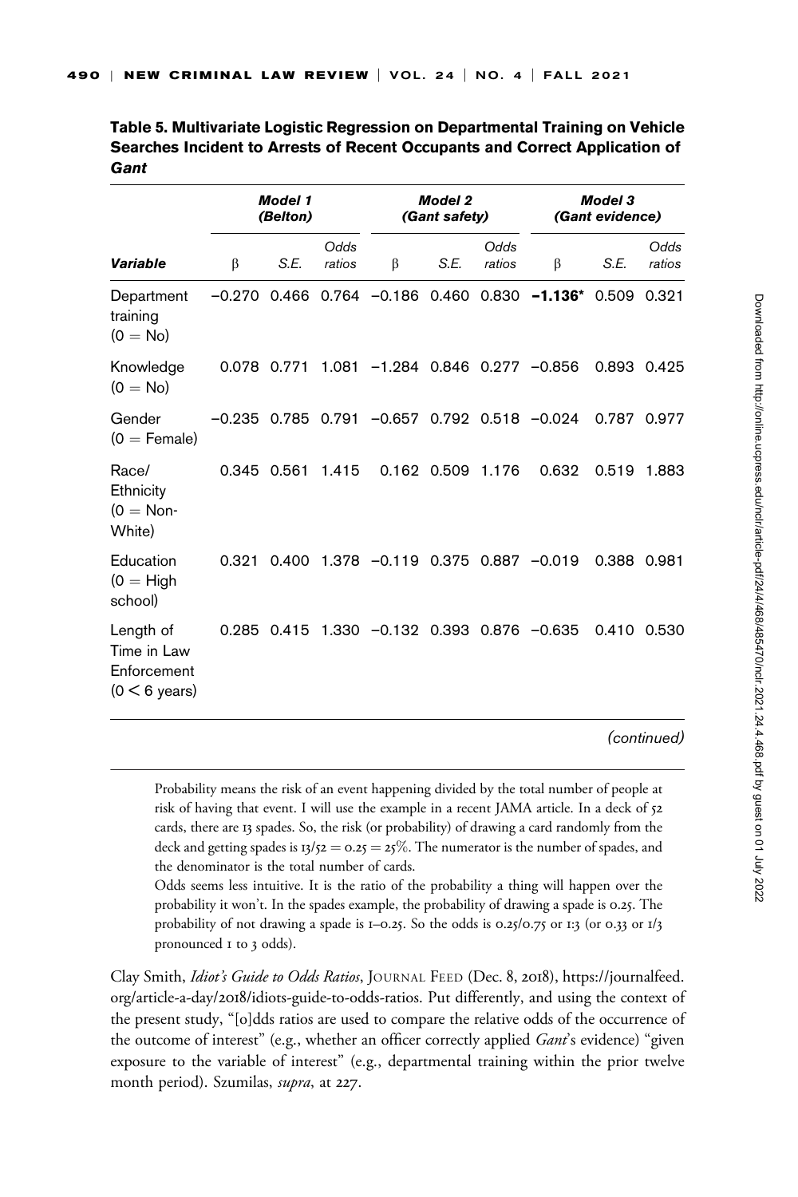**Table 5. Multivariate Logistic Regression on Departmental Training on Vehicle Searches Incident to Arrests of Recent Occupants and Correct Application of *Gant***

| | ***Model 1 (Belton)*** | | | ***Model 2 (Gant safety)*** | | | ***Model 3 (Gant evidence)*** | | |
|---|---|---|---|---|---|---|---|---|---|
| ***Variable*** | β | *S.E.* | *Odds ratios* | β | *S.E.* | *Odds ratios* | β | *S.E.* | *Odds ratios* |
| Department training (0 = No) | −0.270 | 0.466 | 0.764 | −0.186 | 0.460 | 0.830 | **−1.136*** | 0.509 | 0.321 |
| Knowledge (0 = No) | 0.078 | 0.771 | 1.081 | −1.284 | 0.846 | 0.277 | −0.856 | 0.893 | 0.425 |
| Gender (0 = Female) | −0.235 | 0.785 | 0.791 | −0.657 | 0.792 | 0.518 | −0.024 | 0.787 | 0.977 |
| Race/ Ethnicity (0 = Non-White) | 0.345 | 0.561 | 1.415 | 0.162 | 0.509 | 1.176 | 0.632 | 0.519 | 1.883 |
| Education (0 = High school) | 0.321 | 0.400 | 1.378 | −0.119 | 0.375 | 0.887 | −0.019 | 0.388 | 0.981 |
| Length of Time in Law Enforcement (0 < 6 years) | 0.285 | 0.415 | 1.330 | −0.132 | 0.393 | 0.876 | −0.635 | 0.410 | 0.530 |

*(continued)*

> Probability means the risk of an event happening divided by the total number of people at risk of having that event. I will use the example in a recent JAMA article. In a deck of 52 cards, there are 13 spades. So, the risk (or probability) of drawing a card randomly from the deck and getting spades is 13/52 = 0.25 = 25%. The numerator is the number of spades, and the denominator is the total number of cards.
>
> Odds seems less intuitive. It is the ratio of the probability a thing will happen over the probability it won't. In the spades example, the probability of drawing a spade is 0.25. The probability of not drawing a spade is 1–0.25. So the odds is 0.25/0.75 or 1:3 (or 0.33 or 1/3 pronounced 1 to 3 odds).

Clay Smith, *Idiot's Guide to Odds Ratios*, JOURNAL FEED (Dec. 8, 2018), https://journalfeed.org/article-a-day/2018/idiots-guide-to-odds-ratios. Put differently, and using the context of the present study, "[o]dds ratios are used to compare the relative odds of the occurrence of the outcome of interest" (e.g., whether an officer correctly applied *Gant*'s evidence) "given exposure to the variable of interest" (e.g., departmental training within the prior twelve month period). Szumilas, *supra*, at 227.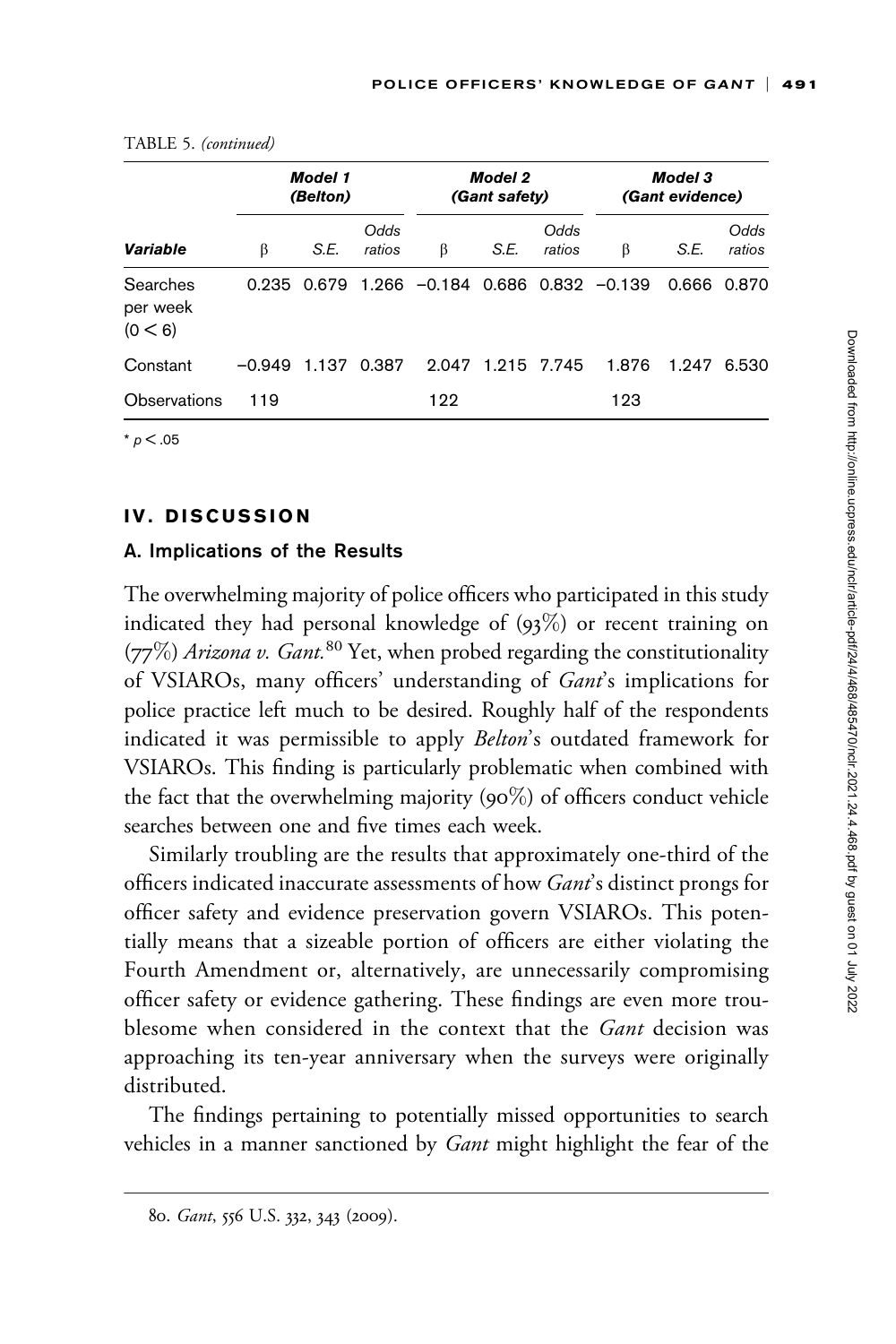TABLE 5. *(continued)*

| | Model 1 (Belton) | | | Model 2 (Gant safety) | | | Model 3 (Gant evidence) | | |
|---|---|---|---|---|---|---|---|---|---|
| **Variable** | β | S.E. | Odds ratios | β | S.E. | Odds ratios | β | S.E. | Odds ratios |
| Searches per week (0 < 6) | 0.235 | 0.679 | 1.266 | –0.184 | 0.686 | 0.832 | –0.139 | 0.666 | 0.870 |
| Constant | –0.949 | 1.137 | 0.387 | 2.047 | 1.215 | 7.745 | 1.876 | 1.247 | 6.530 |
| Observations | 119 | | | 122 | | | 123 | | |

* $p < .05$

## IV. DISCUSSION

### A. Implications of the Results

The overwhelming majority of police officers who participated in this study indicated they had personal knowledge of (93%) or recent training on (77%) *Arizona v. Gant.*[80] Yet, when probed regarding the constitutionality of VSIAROs, many officers' understanding of *Gant*'s implications for police practice left much to be desired. Roughly half of the respondents indicated it was permissible to apply *Belton*'s outdated framework for VSIAROs. This finding is particularly problematic when combined with the fact that the overwhelming majority (90%) of officers conduct vehicle searches between one and five times each week.

Similarly troubling are the results that approximately one-third of the officers indicated inaccurate assessments of how *Gant*'s distinct prongs for officer safety and evidence preservation govern VSIAROs. This potentially means that a sizeable portion of officers are either violating the Fourth Amendment or, alternatively, are unnecessarily compromising officer safety or evidence gathering. These findings are even more troublesome when considered in the context that the *Gant* decision was approaching its ten-year anniversary when the surveys were originally distributed.

The findings pertaining to potentially missed opportunities to search vehicles in a manner sanctioned by *Gant* might highlight the fear of the

80. *Gant*, 556 U.S. 332, 343 (2009).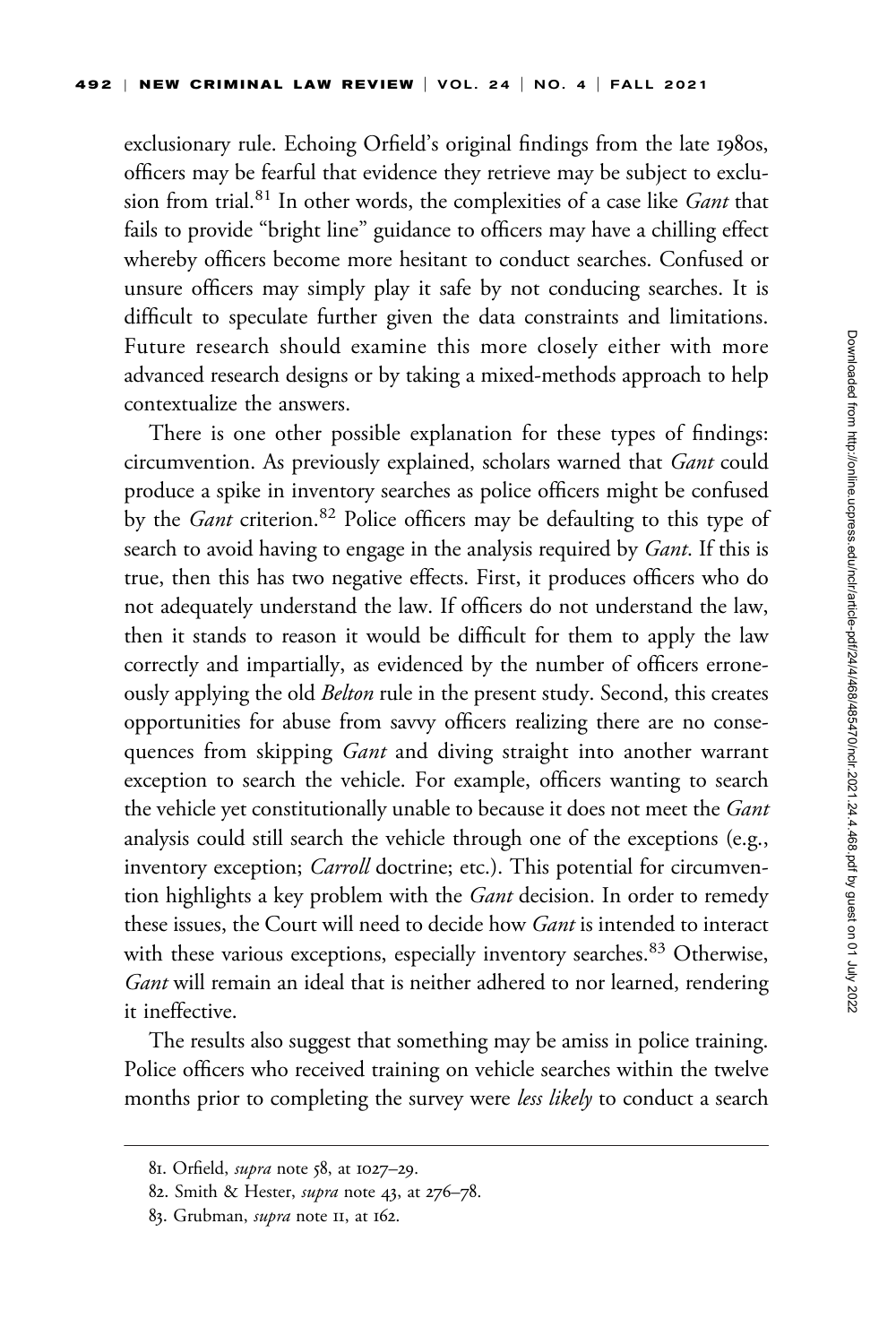exclusionary rule. Echoing Orfield's original findings from the late 1980s, officers may be fearful that evidence they retrieve may be subject to exclusion from trial.[81] In other words, the complexities of a case like *Gant* that fails to provide "bright line" guidance to officers may have a chilling effect whereby officers become more hesitant to conduct searches. Confused or unsure officers may simply play it safe by not conducing searches. It is difficult to speculate further given the data constraints and limitations. Future research should examine this more closely either with more advanced research designs or by taking a mixed-methods approach to help contextualize the answers.

There is one other possible explanation for these types of findings: circumvention. As previously explained, scholars warned that *Gant* could produce a spike in inventory searches as police officers might be confused by the *Gant* criterion.[82] Police officers may be defaulting to this type of search to avoid having to engage in the analysis required by *Gant*. If this is true, then this has two negative effects. First, it produces officers who do not adequately understand the law. If officers do not understand the law, then it stands to reason it would be difficult for them to apply the law correctly and impartially, as evidenced by the number of officers erroneously applying the old *Belton* rule in the present study. Second, this creates opportunities for abuse from savvy officers realizing there are no consequences from skipping *Gant* and diving straight into another warrant exception to search the vehicle. For example, officers wanting to search the vehicle yet constitutionally unable to because it does not meet the *Gant* analysis could still search the vehicle through one of the exceptions (e.g., inventory exception; *Carroll* doctrine; etc.). This potential for circumvention highlights a key problem with the *Gant* decision. In order to remedy these issues, the Court will need to decide how *Gant* is intended to interact with these various exceptions, especially inventory searches.[83] Otherwise, *Gant* will remain an ideal that is neither adhered to nor learned, rendering it ineffective.

The results also suggest that something may be amiss in police training. Police officers who received training on vehicle searches within the twelve months prior to completing the survey were *less likely* to conduct a search

---

81. Orfield, *supra* note 58, at 1027–29.

82. Smith & Hester, *supra* note 43, at 276–78.

83. Grubman, *supra* note 11, at 162.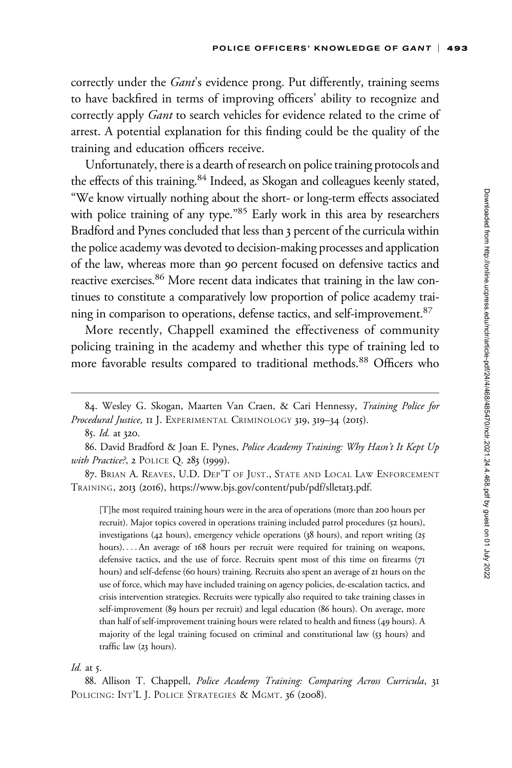correctly under the *Gant*'s evidence prong. Put differently, training seems to have backfired in terms of improving officers' ability to recognize and correctly apply *Gant* to search vehicles for evidence related to the crime of arrest. A potential explanation for this finding could be the quality of the training and education officers receive.

Unfortunately, there is a dearth of research on police training protocols and the effects of this training.[84] Indeed, as Skogan and colleagues keenly stated, "We know virtually nothing about the short- or long-term effects associated with police training of any type."[85] Early work in this area by researchers Bradford and Pynes concluded that less than 3 percent of the curricula within the police academy was devoted to decision-making processes and application of the law, whereas more than 90 percent focused on defensive tactics and reactive exercises.[86] More recent data indicates that training in the law continues to constitute a comparatively low proportion of police academy training in comparison to operations, defense tactics, and self-improvement.[87]

More recently, Chappell examined the effectiveness of community policing training in the academy and whether this type of training led to more favorable results compared to traditional methods.[88] Officers who

---

84. Wesley G. Skogan, Maarten Van Craen, & Cari Hennessy, *Training Police for Procedural Justice,* 11 J. Experimental Criminology 319, 319–34 (2015).

85. *Id.* at 320.

86. David Bradford & Joan E. Pynes, *Police Academy Training: Why Hasn't It Kept Up with Practice?*, 2 Police Q. 283 (1999).

87. Brian A. Reaves, U.D. Dep't of Just., State and Local Law Enforcement Training, 2013 (2016), https://www.bjs.gov/content/pub/pdf/slleta13.pdf.

> [T]he most required training hours were in the area of operations (more than 200 hours per recruit). Major topics covered in operations training included patrol procedures (52 hours), investigations (42 hours), emergency vehicle operations (38 hours), and report writing (25 hours). . . . An average of 168 hours per recruit were required for training on weapons, defensive tactics, and the use of force. Recruits spent most of this time on firearms (71 hours) and self-defense (60 hours) training. Recruits also spent an average of 21 hours on the use of force, which may have included training on agency policies, de-escalation tactics, and crisis intervention strategies. Recruits were typically also required to take training classes in self-improvement (89 hours per recruit) and legal education (86 hours). On average, more than half of self-improvement training hours were related to health and fitness (49 hours). A majority of the legal training focused on criminal and constitutional law (53 hours) and traffic law (23 hours).

*Id.* at 5.

88. Allison T. Chappell, *Police Academy Training: Comparing Across Curricula*, 31 Policing: Int'l J. Police Strategies & Mgmt. 36 (2008).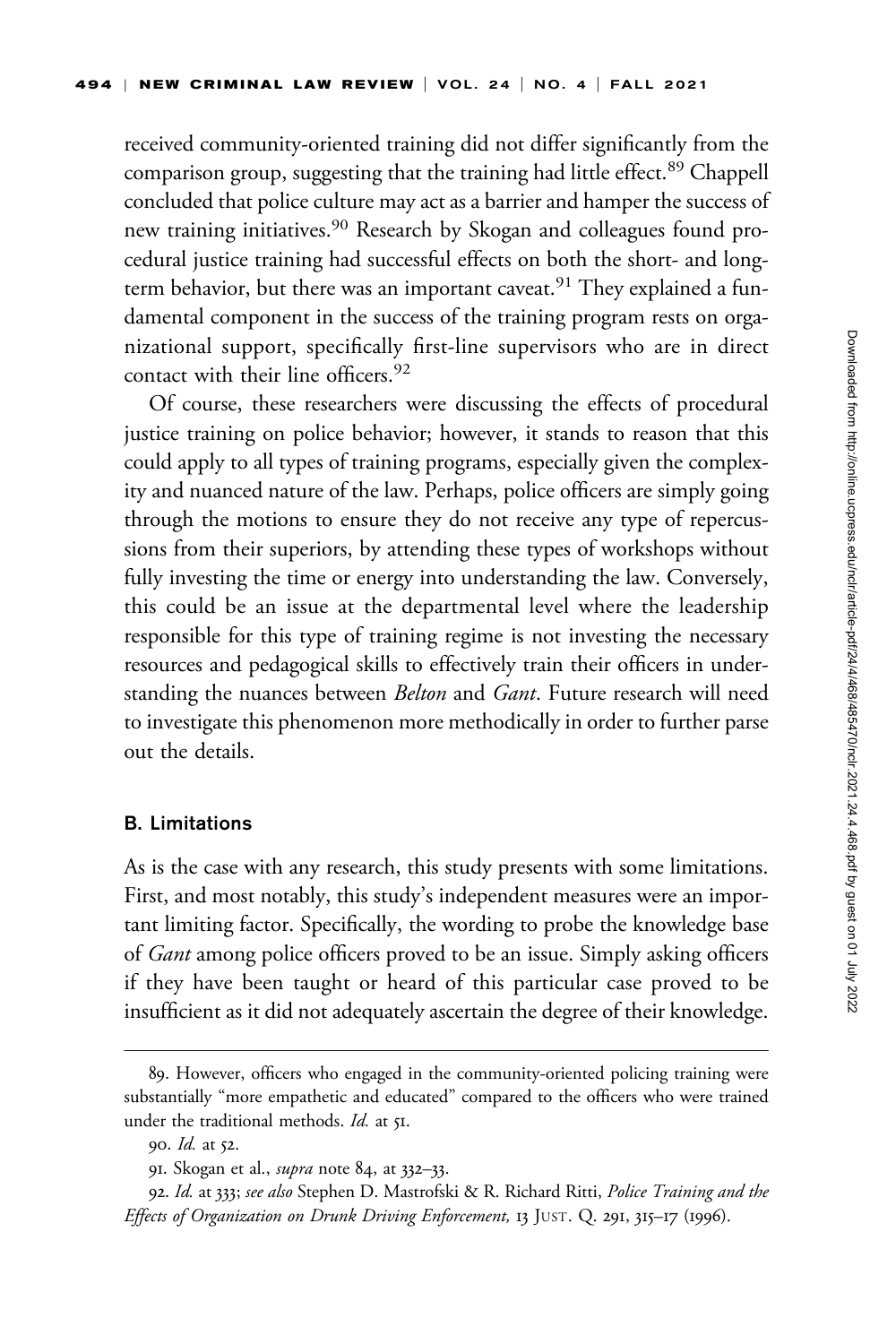received community-oriented training did not differ significantly from the comparison group, suggesting that the training had little effect.[89] Chappell concluded that police culture may act as a barrier and hamper the success of new training initiatives.[90] Research by Skogan and colleagues found procedural justice training had successful effects on both the short- and long-term behavior, but there was an important caveat.[91] They explained a fundamental component in the success of the training program rests on organizational support, specifically first-line supervisors who are in direct contact with their line officers.[92]

Of course, these researchers were discussing the effects of procedural justice training on police behavior; however, it stands to reason that this could apply to all types of training programs, especially given the complexity and nuanced nature of the law. Perhaps, police officers are simply going through the motions to ensure they do not receive any type of repercussions from their superiors, by attending these types of workshops without fully investing the time or energy into understanding the law. Conversely, this could be an issue at the departmental level where the leadership responsible for this type of training regime is not investing the necessary resources and pedagogical skills to effectively train their officers in understanding the nuances between *Belton* and *Gant*. Future research will need to investigate this phenomenon more methodically in order to further parse out the details.

### B. Limitations

As is the case with any research, this study presents with some limitations. First, and most notably, this study's independent measures were an important limiting factor. Specifically, the wording to probe the knowledge base of *Gant* among police officers proved to be an issue. Simply asking officers if they have been taught or heard of this particular case proved to be insufficient as it did not adequately ascertain the degree of their knowledge.

---

89. However, officers who engaged in the community-oriented policing training were substantially "more empathetic and educated" compared to the officers who were trained under the traditional methods. *Id.* at 51.

90. *Id.* at 52.

91. Skogan et al., *supra* note 84, at 332–33.

92. *Id.* at 333; *see also* Stephen D. Mastrofski & R. Richard Ritti, *Police Training and the Effects of Organization on Drunk Driving Enforcement,* 13 JUST. Q. 291, 315–17 (1996).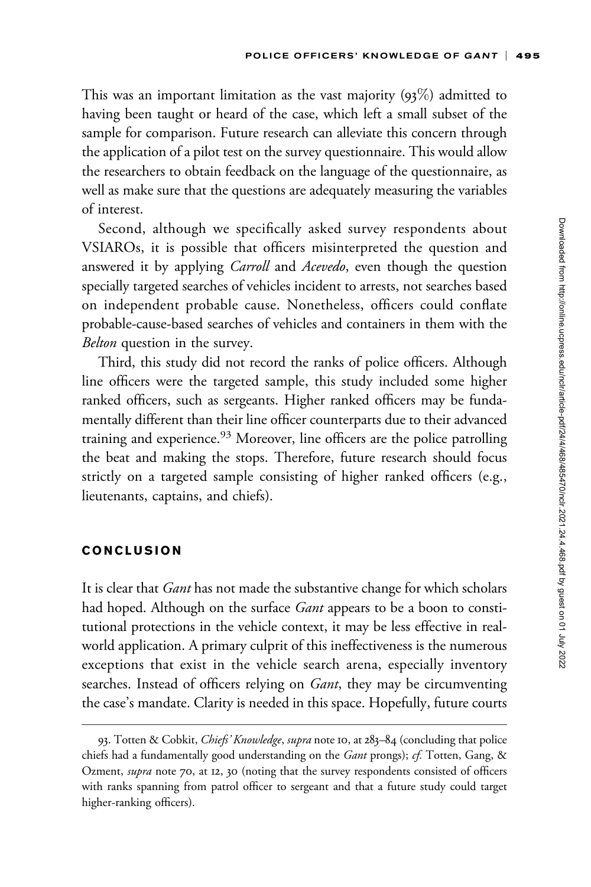This was an important limitation as the vast majority (93%) admitted to having been taught or heard of the case, which left a small subset of the sample for comparison. Future research can alleviate this concern through the application of a pilot test on the survey questionnaire. This would allow the researchers to obtain feedback on the language of the questionnaire, as well as make sure that the questions are adequately measuring the variables of interest.

Second, although we specifically asked survey respondents about VSIAROs, it is possible that officers misinterpreted the question and answered it by applying *Carroll* and *Acevedo*, even though the question specially targeted searches of vehicles incident to arrests, not searches based on independent probable cause. Nonetheless, officers could conflate probable-cause-based searches of vehicles and containers in them with the *Belton* question in the survey.

Third, this study did not record the ranks of police officers. Although line officers were the targeted sample, this study included some higher ranked officers, such as sergeants. Higher ranked officers may be fundamentally different than their line officer counterparts due to their advanced training and experience.[93] Moreover, line officers are the police patrolling the beat and making the stops. Therefore, future research should focus strictly on a targeted sample consisting of higher ranked officers (e.g., lieutenants, captains, and chiefs).

## CONCLUSION

It is clear that *Gant* has not made the substantive change for which scholars had hoped. Although on the surface *Gant* appears to be a boon to constitutional protections in the vehicle context, it may be less effective in real-world application. A primary culprit of this ineffectiveness is the numerous exceptions that exist in the vehicle search arena, especially inventory searches. Instead of officers relying on *Gant*, they may be circumventing the case's mandate. Clarity is needed in this space. Hopefully, future courts

93. Totten & Cobkit, *Chiefs' Knowledge*, *supra* note 10, at 283–84 (concluding that police chiefs had a fundamentally good understanding on the *Gant* prongs); *cf.* Totten, Gang, & Ozment, *supra* note 70, at 12, 30 (noting that the survey respondents consisted of officers with ranks spanning from patrol officer to sergeant and that a future study could target higher-ranking officers).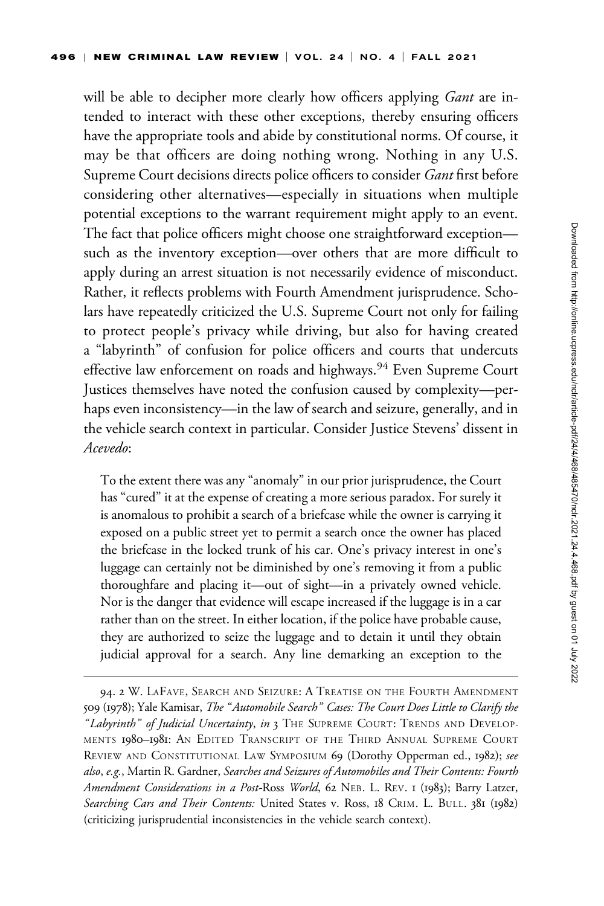will be able to decipher more clearly how officers applying *Gant* are intended to interact with these other exceptions, thereby ensuring officers have the appropriate tools and abide by constitutional norms. Of course, it may be that officers are doing nothing wrong. Nothing in any U.S. Supreme Court decisions directs police officers to consider *Gant* first before considering other alternatives—especially in situations when multiple potential exceptions to the warrant requirement might apply to an event. The fact that police officers might choose one straightforward exception—such as the inventory exception—over others that are more difficult to apply during an arrest situation is not necessarily evidence of misconduct. Rather, it reflects problems with Fourth Amendment jurisprudence. Scholars have repeatedly criticized the U.S. Supreme Court not only for failing to protect people's privacy while driving, but also for having created a "labyrinth" of confusion for police officers and courts that undercuts effective law enforcement on roads and highways.[94] Even Supreme Court Justices themselves have noted the confusion caused by complexity—perhaps even inconsistency—in the law of search and seizure, generally, and in the vehicle search context in particular. Consider Justice Stevens' dissent in *Acevedo*:

> To the extent there was any "anomaly" in our prior jurisprudence, the Court has "cured" it at the expense of creating a more serious paradox. For surely it is anomalous to prohibit a search of a briefcase while the owner is carrying it exposed on a public street yet to permit a search once the owner has placed the briefcase in the locked trunk of his car. One's privacy interest in one's luggage can certainly not be diminished by one's removing it from a public thoroughfare and placing it—out of sight—in a privately owned vehicle. Nor is the danger that evidence will escape increased if the luggage is in a car rather than on the street. In either location, if the police have probable cause, they are authorized to seize the luggage and to detain it until they obtain judicial approval for a search. Any line demarking an exception to the

---

94. 2 W. LaFave, Search and Seizure: A Treatise on the Fourth Amendment 509 (1978); Yale Kamisar, *The "Automobile Search" Cases: The Court Does Little to Clarify the "Labyrinth" of Judicial Uncertainty*, *in* 3 The Supreme Court: Trends and Developments 1980–1981: An Edited Transcript of the Third Annual Supreme Court Review and Constitutional Law Symposium 69 (Dorothy Opperman ed., 1982); *see also*, *e.g.*, Martin R. Gardner, *Searches and Seizures of Automobiles and Their Contents: Fourth Amendment Considerations in a Post-*Ross *World*, 62 Neb. L. Rev. 1 (1983); Barry Latzer, *Searching Cars and Their Contents:* United States v. Ross, 18 Crim. L. Bull. 381 (1982) (criticizing jurisprudential inconsistencies in the vehicle search context).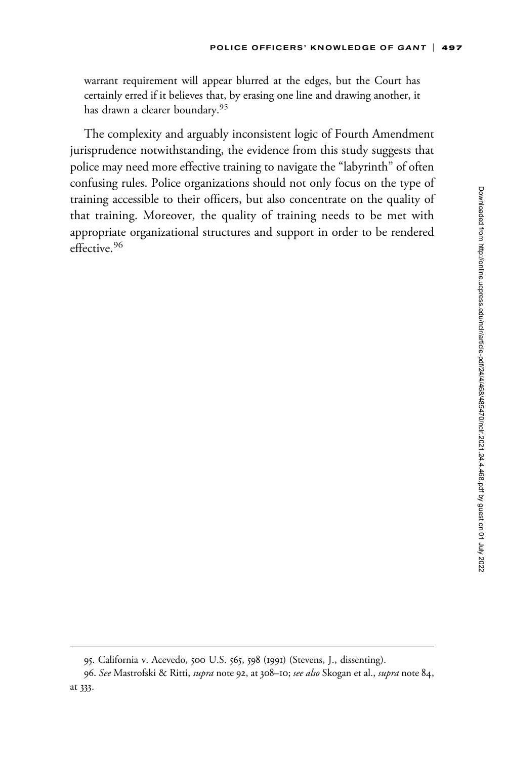> warrant requirement will appear blurred at the edges, but the Court has certainly erred if it believes that, by erasing one line and drawing another, it has drawn a clearer boundary.[95]

The complexity and arguably inconsistent logic of Fourth Amendment jurisprudence notwithstanding, the evidence from this study suggests that police may need more effective training to navigate the "labyrinth" of often confusing rules. Police organizations should not only focus on the type of training accessible to their officers, but also concentrate on the quality of that training. Moreover, the quality of training needs to be met with appropriate organizational structures and support in order to be rendered effective.[96]

---

95. California v. Acevedo, 500 U.S. 565, 598 (1991) (Stevens, J., dissenting).

96. *See* Mastrofski & Ritti, *supra* note 92, at 308–10; *see also* Skogan et al., *supra* note 84, at 333.